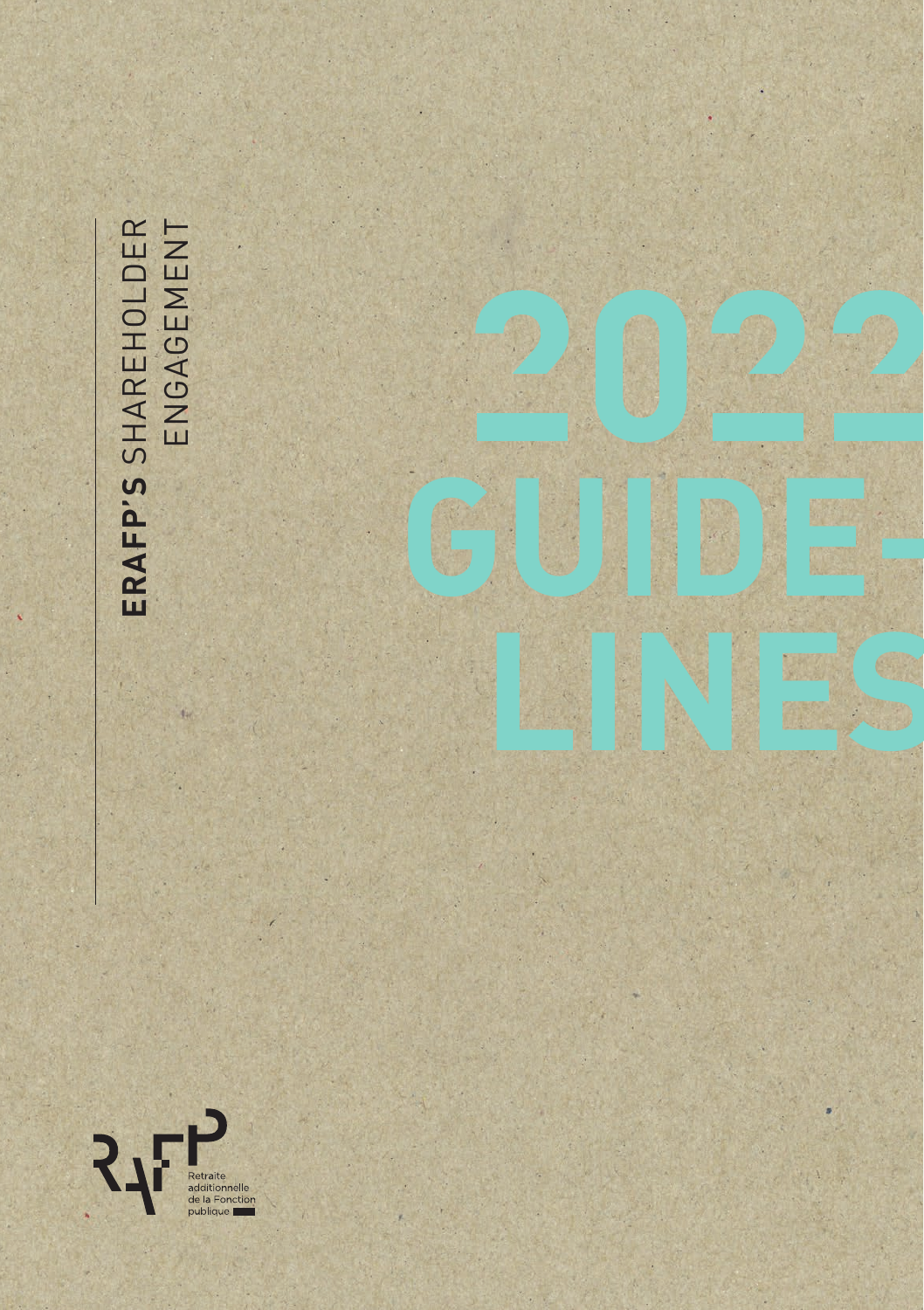**ERAFP'S** SHAREHOLDER ENGAGEMENT

# 2022 GUIDELINES

Retraite additionnelle de la Fonction publique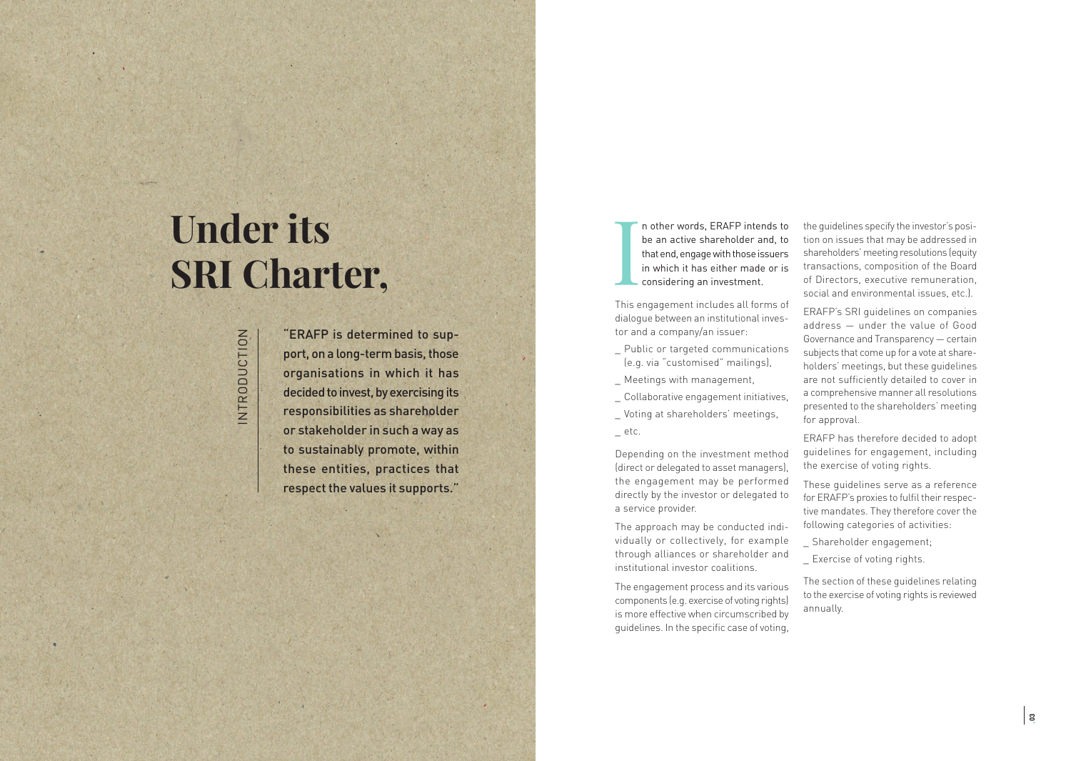# Under its SRI Charter,

INTRODUCTION

**"ERAFP is determined to support, on a long-term basis, those organisations in which it has decided to invest, by exercising its responsibilities as shareholder or stakeholder in such a way as to sustainably promote, within these entities, practices that respect the values it supports."**

In other words, ERAFP intends to be an active shareholder and, to that end, engage with those issuers in which it has either made or is considering an investment.

This engagement includes all forms of dialogue between an institutional investor and a company/an issuer:

_ Public or targeted communications (e.g. via "customised" mailings),

_ Meetings with management,

_ Collaborative engagement initiatives,

_ Voting at shareholders' meetings,

_ etc.

Depending on the investment method (direct or delegated to asset managers), the engagement may be performed directly by the investor or delegated to a service provider.

The approach may be conducted individually or collectively, for example through alliances or shareholder and institutional investor coalitions.

The engagement process and its various components (e.g. exercise of voting rights) is more effective when circumscribed by guidelines. In the specific case of voting, the guidelines specify the investor's position on issues that may be addressed in shareholders' meeting resolutions (equity transactions, composition of the Board of Directors, executive remuneration, social and environmental issues, etc.).

ERAFP's SRI guidelines on companies address — under the value of Good Governance and Transparency — certain subjects that come up for a vote at shareholders' meetings, but these guidelines are not sufficiently detailed to cover in a comprehensive manner all resolutions presented to the shareholders' meeting for approval.

ERAFP has therefore decided to adopt guidelines for engagement, including the exercise of voting rights.

These guidelines serve as a reference for ERAFP's proxies to fulfil their respective mandates. They therefore cover the following categories of activities:

_ Shareholder engagement;

_ Exercise of voting rights.

The section of these guidelines relating to the exercise of voting rights is reviewed annually.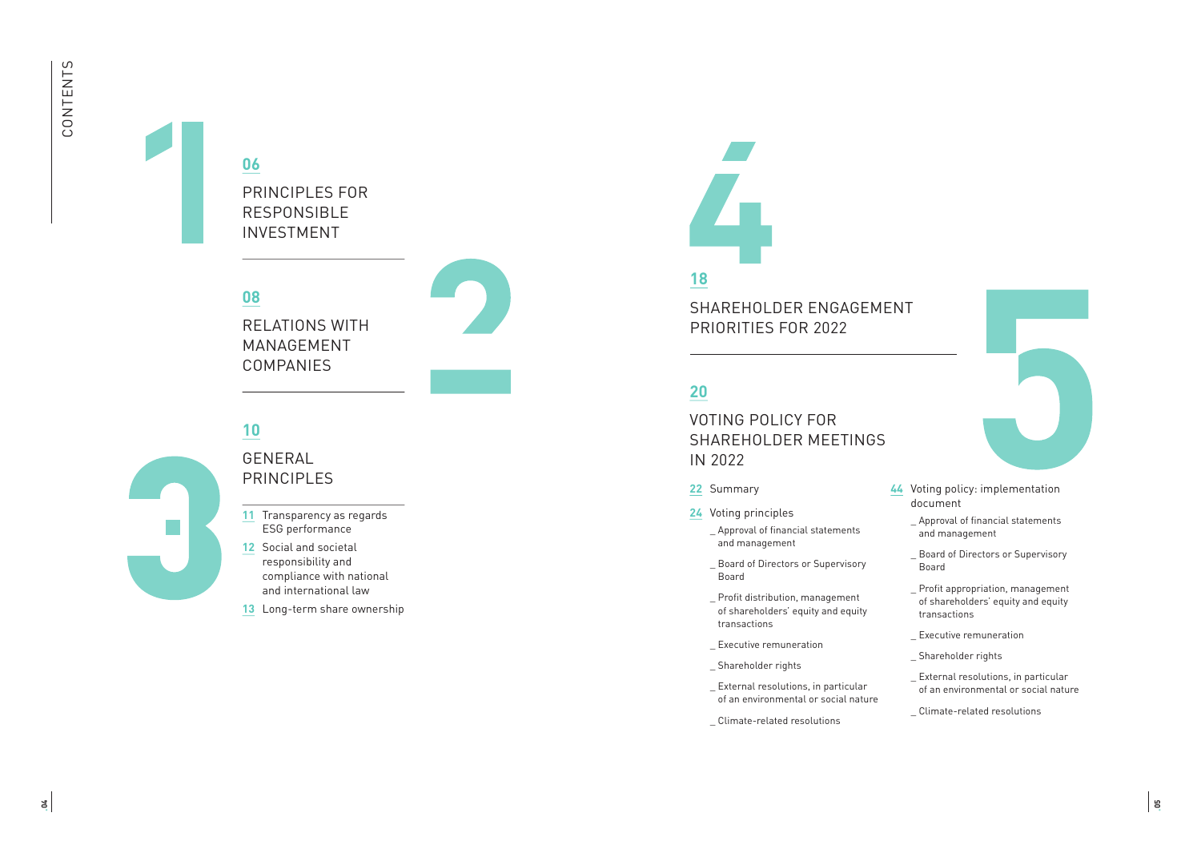# CONTENTS

## 1

**06** PRINCIPLES FOR RESPONSIBLE INVESTMENT

## 2

**08** RELATIONS WITH MANAGEMENT COMPANIES

## 3

**10** GENERAL PRINCIPLES

- **11** Transparency as regards ESG performance
- **12** Social and societal responsibility and compliance with national and international law
- **13** Long-term share ownership

## 4

**18** SHAREHOLDER ENGAGEMENT PRIORITIES FOR 2022

## 5

**20** VOTING POLICY FOR SHAREHOLDER MEETINGS IN 2022

- **22** Summary
- **24** Voting principles
  - _ Approval of financial statements and management
  - _ Board of Directors or Supervisory Board
  - _ Profit distribution, management of shareholders' equity and equity transactions
  - _ Executive remuneration
  - _ Shareholder rights
  - _ External resolutions, in particular of an environmental or social nature
  - _ Climate-related resolutions
- **44** Voting policy: implementation document
  - _ Approval of financial statements and management
  - _ Board of Directors or Supervisory Board
  - _ Profit appropriation, management of shareholders' equity and equity transactions
  - _ Executive remuneration
  - _ Shareholder rights
  - _ External resolutions, in particular of an environmental or social nature
  - _ Climate-related resolutions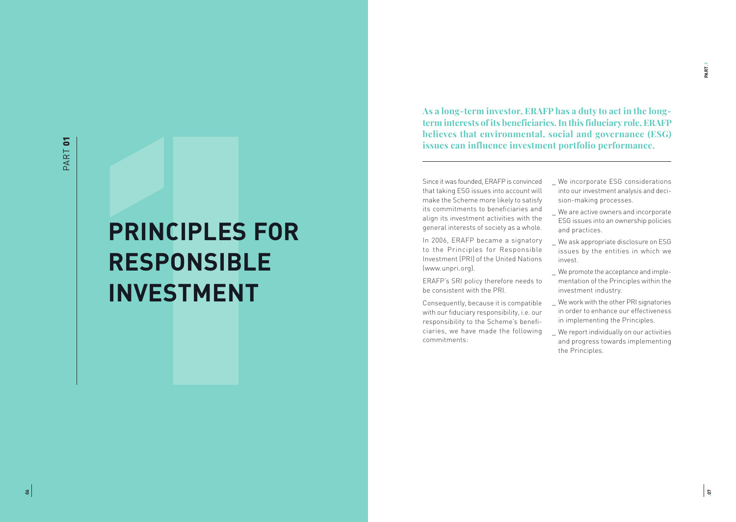PART **01**

# PRINCIPLES FOR RESPONSIBLE INVESTMENT

**As a long-term investor, ERAFP has a duty to act in the long-term interests of its beneficiaries. In this fiduciary role, ERAFP believes that environmental, social and governance (ESG) issues can influence investment portfolio performance.**

---

Since it was founded, ERAFP is convinced that taking ESG issues into account will make the Scheme more likely to satisfy its commitments to beneficiaries and align its investment activities with the general interests of society as a whole.

In 2006, ERAFP became a signatory to the Principles for Responsible Investment (PRI) of the United Nations (www.unpri.org).

ERAFP's SRI policy therefore needs to be consistent with the PRI.

Consequently, because it is compatible with our fiduciary responsibility, i.e. our responsibility to the Scheme's beneficiaries, we have made the following commitments:

- We incorporate ESG considerations into our investment analysis and decision-making processes.
- We are active owners and incorporate ESG issues into an ownership policies and practices.
- We ask appropriate disclosure on ESG issues by the entities in which we invest.
- We promote the acceptance and implementation of the Principles within the investment industry.
- We work with the other PRI signatories in order to enhance our effectiveness in implementing the Principles.
- We report individually on our activities and progress towards implementing the Principles.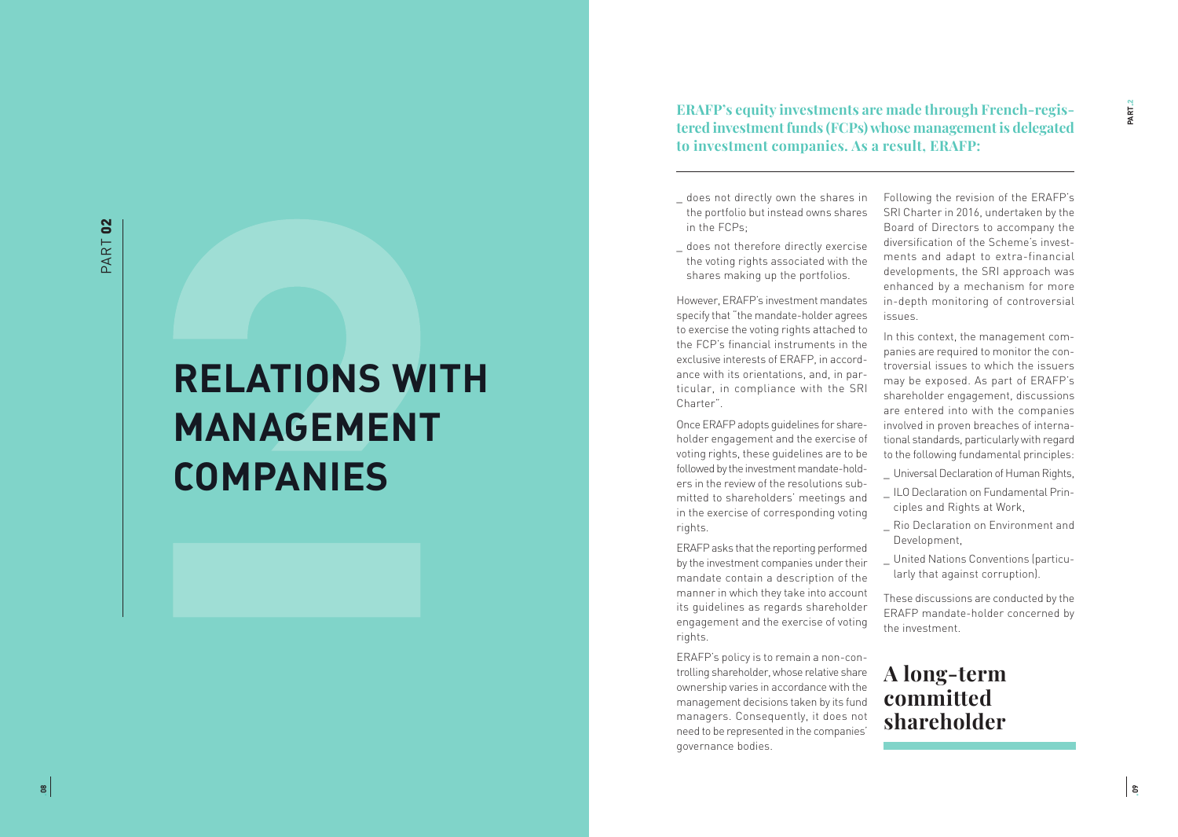# RELATIONS WITH MANAGEMENT COMPANIES

**ERAFP's equity investments are made through French-registered investment funds (FCPs) whose management is delegated to investment companies. As a result, ERAFP:**

- does not directly own the shares in the portfolio but instead owns shares in the FCPs;
- does not therefore directly exercise the voting rights associated with the shares making up the portfolios.

However, ERAFP's investment mandates specify that "the mandate-holder agrees to exercise the voting rights attached to the FCP's financial instruments in the exclusive interests of ERAFP, in accordance with its orientations, and, in particular, in compliance with the SRI Charter".

Once ERAFP adopts guidelines for shareholder engagement and the exercise of voting rights, these guidelines are to be followed by the investment mandate-holders in the review of the resolutions submitted to shareholders' meetings and in the exercise of corresponding voting rights.

ERAFP asks that the reporting performed by the investment companies under their mandate contain a description of the manner in which they take into account its guidelines as regards shareholder engagement and the exercise of voting rights.

ERAFP's policy is to remain a non-controlling shareholder, whose relative share ownership varies in accordance with the management decisions taken by its fund managers. Consequently, it does not need to be represented in the companies' governance bodies.

Following the revision of the ERAFP's SRI Charter in 2016, undertaken by the Board of Directors to accompany the diversification of the Scheme's investments and adapt to extra-financial developments, the SRI approach was enhanced by a mechanism for more in-depth monitoring of controversial issues.

In this context, the management companies are required to monitor the controversial issues to which the issuers may be exposed. As part of ERAFP's shareholder engagement, discussions are entered into with the companies involved in proven breaches of international standards, particularly with regard to the following fundamental principles:

- Universal Declaration of Human Rights,
- ILO Declaration on Fundamental Principles and Rights at Work,
- Rio Declaration on Environment and Development,
- United Nations Conventions (particularly that against corruption).

These discussions are conducted by the ERAFP mandate-holder concerned by the investment.

## A long-term committed shareholder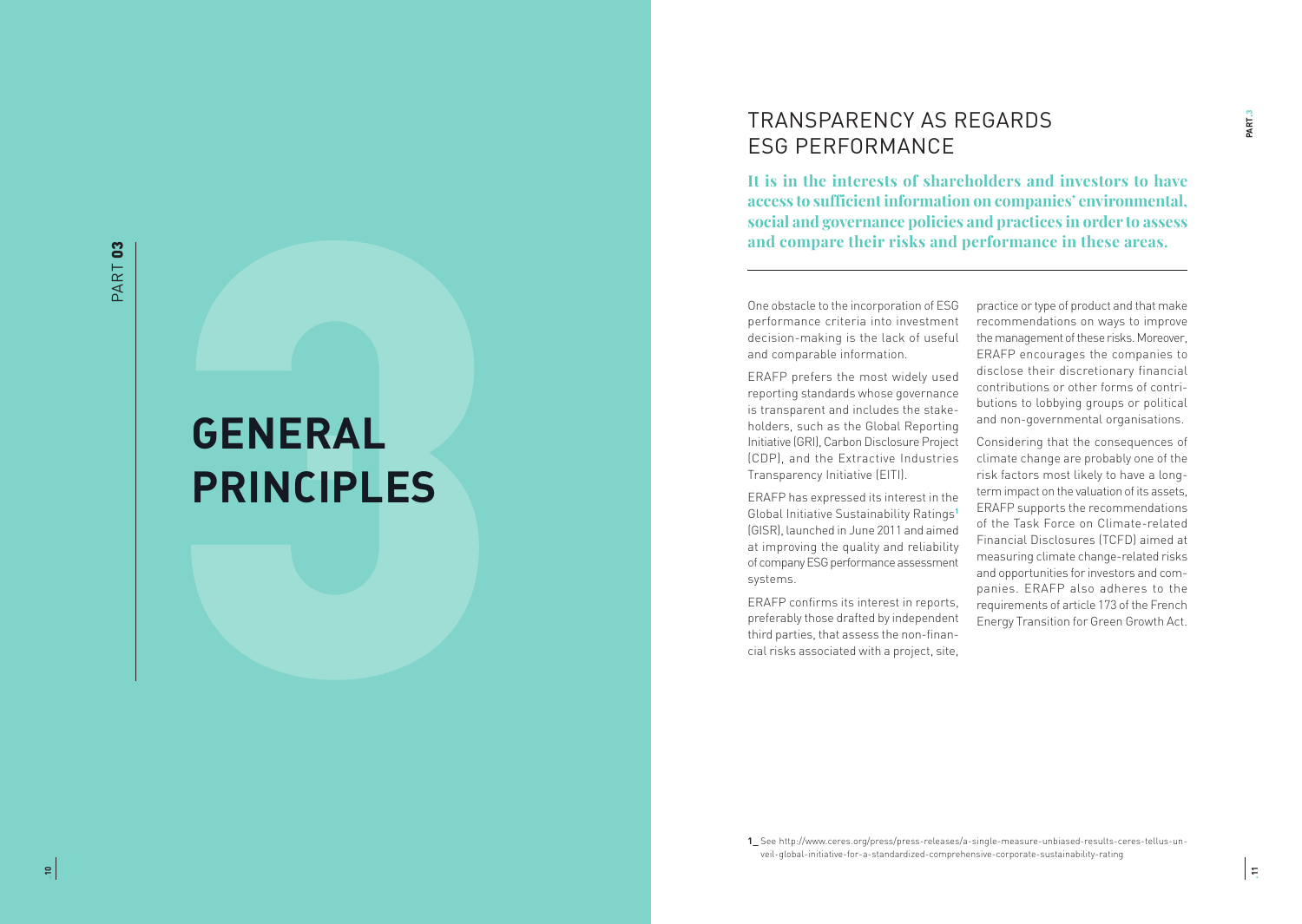# GENERAL PRINCIPLES

## TRANSPARENCY AS REGARDS ESG PERFORMANCE

**It is in the interests of shareholders and investors to have access to sufficient information on companies' environmental, social and governance policies and practices in order to assess and compare their risks and performance in these areas.**

One obstacle to the incorporation of ESG performance criteria into investment decision-making is the lack of useful and comparable information.

ERAFP prefers the most widely used reporting standards whose governance is transparent and includes the stakeholders, such as the Global Reporting Initiative (GRI), Carbon Disclosure Project (CDP), and the Extractive Industries Transparency Initiative (EITI).

ERAFP has expressed its interest in the Global Initiative Sustainability Ratings[1] (GISR), launched in June 2011 and aimed at improving the quality and reliability of company ESG performance assessment systems.

ERAFP confirms its interest in reports, preferably those drafted by independent third parties, that assess the non-financial risks associated with a project, site, practice or type of product and that make recommendations on ways to improve the management of these risks. Moreover, ERAFP encourages the companies to disclose their discretionary financial contributions or other forms of contributions to lobbying groups or political and non-governmental organisations.

Considering that the consequences of climate change are probably one of the risk factors most likely to have a long-term impact on the valuation of its assets, ERAFP supports the recommendations of the Task Force on Climate-related Financial Disclosures (TCFD) aimed at measuring climate change-related risks and opportunities for investors and companies. ERAFP also adheres to the requirements of article 173 of the French Energy Transition for Green Growth Act.

1_ See http://www.ceres.org/press/press-releases/a-single-measure-unbiased-results-ceres-tellus-unveil-global-initiative-for-a-standardized-comprehensive-corporate-sustainability-rating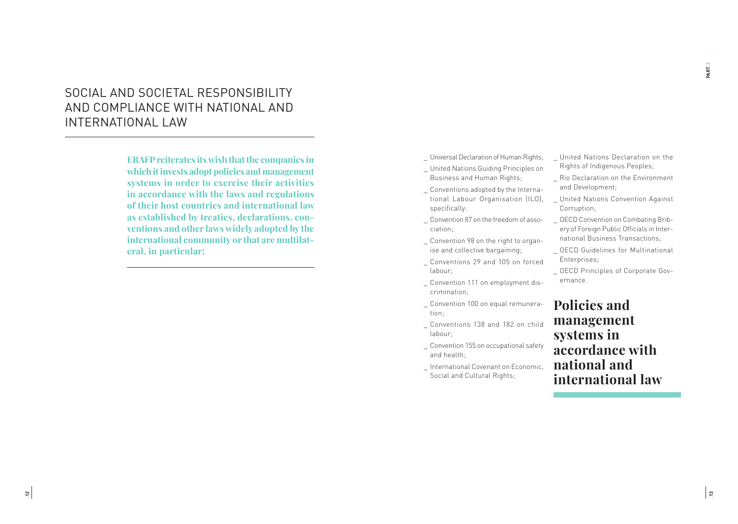# SOCIAL AND SOCIETAL RESPONSIBILITY AND COMPLIANCE WITH NATIONAL AND INTERNATIONAL LAW

**ERAFP reiterates its wish that the companies in which it invests adopt policies and management systems in order to exercise their activities in accordance with the laws and regulations of their host countries and international law as established by treaties, declarations, conventions and other laws widely adopted by the international community or that are multilateral, in particular:**

- Universal Declaration of Human Rights;
- United Nations Guiding Principles on Business and Human Rights;
- Conventions adopted by the International Labour Organisation (ILO), specifically:
- Convention 87 on the freedom of association;
- Convention 98 on the right to organise and collective bargaining;
- Conventions 29 and 105 on forced labour;
- Convention 111 on employment discrimination;
- Convention 100 on equal remuneration;
- Conventions 138 and 182 on child labour;
- Convention 155 on occupational safety and health;
- International Covenant on Economic, Social and Cultural Rights;
- United Nations Declaration on the Rights of Indigenous Peoples;
- Rio Declaration on the Environment and Development;
- United Nations Convention Against Corruption;
- OECD Convention on Combating Bribery of Foreign Public Officials in International Business Transactions;
- OECD Guidelines for Multinational Enterprises;
- OECD Principles of Corporate Governance.

## Policies and management systems in accordance with national and international law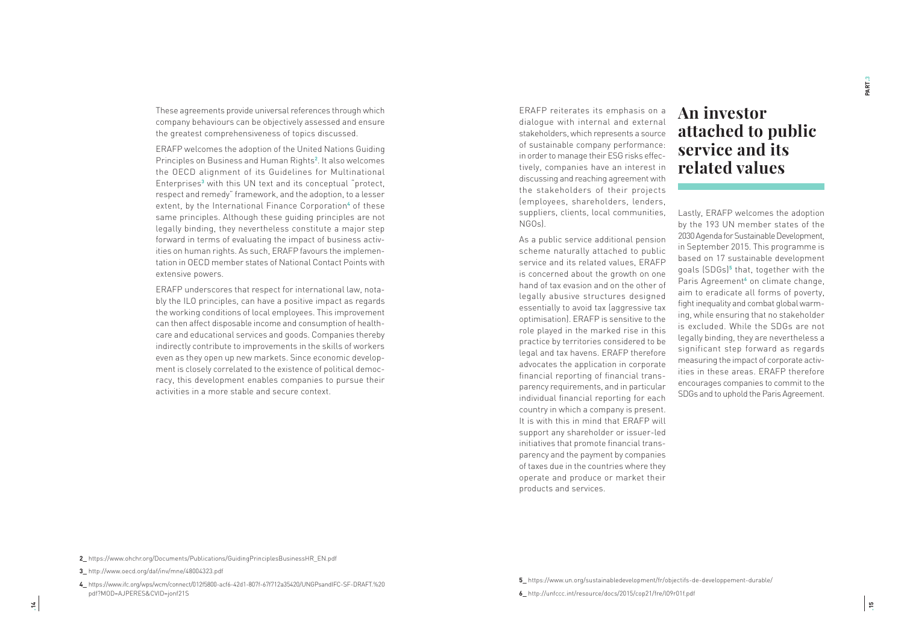These agreements provide universal references through which company behaviours can be objectively assessed and ensure the greatest comprehensiveness of topics discussed.

ERAFP welcomes the adoption of the United Nations Guiding Principles on Business and Human Rights[2]. It also welcomes the OECD alignment of its Guidelines for Multinational Enterprises[3] with this UN text and its conceptual "protect, respect and remedy" framework, and the adoption, to a lesser extent, by the International Finance Corporation[4] of these same principles. Although these guiding principles are not legally binding, they nevertheless constitute a major step forward in terms of evaluating the impact of business activities on human rights. As such, ERAFP favours the implementation in OECD member states of National Contact Points with extensive powers.

ERAFP underscores that respect for international law, notably the ILO principles, can have a positive impact as regards the working conditions of local employees. This improvement can then affect disposable income and consumption of healthcare and educational services and goods. Companies thereby indirectly contribute to improvements in the skills of workers even as they open up new markets. Since economic development is closely correlated to the existence of political democracy, this development enables companies to pursue their activities in a more stable and secure context.

ERAFP reiterates its emphasis on a dialogue with internal and external stakeholders, which represents a source of sustainable company performance: in order to manage their ESG risks effectively, companies have an interest in discussing and reaching agreement with the stakeholders of their projects (employees, shareholders, lenders, suppliers, clients, local communities, NGOs).

As a public service additional pension scheme naturally attached to public service and its related values, ERAFP is concerned about the growth on one hand of tax evasion and on the other of legally abusive structures designed essentially to avoid tax (aggressive tax optimisation). ERAFP is sensitive to the role played in the marked rise in this practice by territories considered to be legal and tax havens. ERAFP therefore advocates the application in corporate financial reporting of financial transparency requirements, and in particular individual financial reporting for each country in which a company is present. It is with this in mind that ERAFP will support any shareholder or issuer-led initiatives that promote financial transparency and the payment by companies of taxes due in the countries where they operate and produce or market their products and services.

## An investor attached to public service and its related values

Lastly, ERAFP welcomes the adoption by the 193 UN member states of the 2030 Agenda for Sustainable Development, in September 2015. This programme is based on 17 sustainable development goals (SDGs)[5] that, together with the Paris Agreement[6] on climate change, aim to eradicate all forms of poverty, fight inequality and combat global warming, while ensuring that no stakeholder is excluded. While the SDGs are not legally binding, they are nevertheless a significant step forward as regards measuring the impact of corporate activities in these areas. ERAFP therefore encourages companies to commit to the SDGs and to uphold the Paris Agreement.

2_ https://www.ohchr.org/Documents/Publications/GuidingPrinciplesBusinessHR_EN.pdf

3_ http://www.oecd.org/daf/inv/mne/48004323.pdf

4_ https://www.ifc.org/wps/wcm/connect/012f5800-acf6-42d1-807f-67f712a35420/UNGPsandIFC-SF-DRAFT.%20pdf?MOD=AJPERES&CVID=jonf21S

5_ https://www.un.org/sustainabledevelopment/fr/objectifs-de-developpement-durable/

6_ http://unfccc.int/resource/docs/2015/cop21/fre/l09r01f.pdf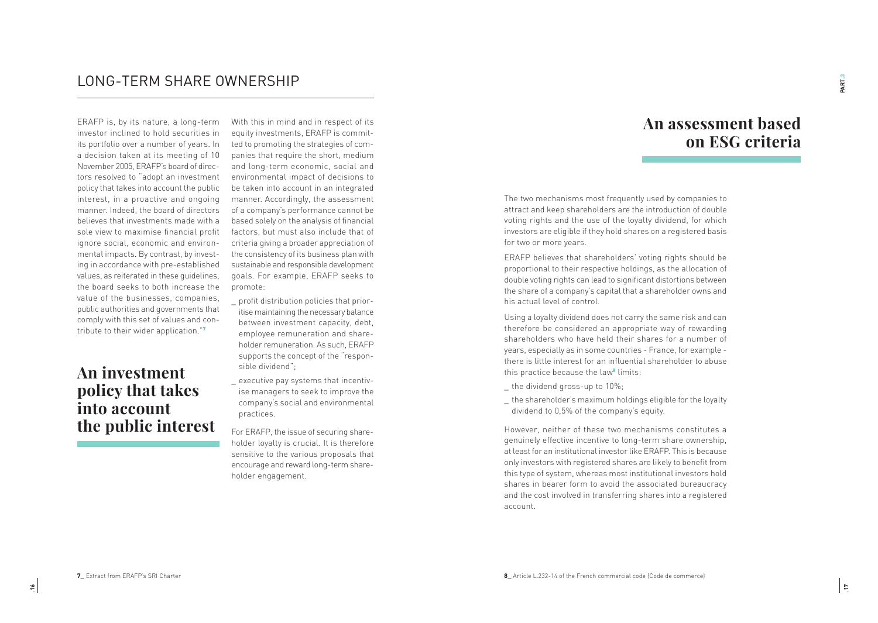## LONG-TERM SHARE OWNERSHIP

ERAFP is, by its nature, a long-term investor inclined to hold securities in its portfolio over a number of years. In a decision taken at its meeting of 10 November 2005, ERAFP's board of directors resolved to "adopt an investment policy that takes into account the public interest, in a proactive and ongoing manner. Indeed, the board of directors believes that investments made with a sole view to maximise financial profit ignore social, economic and environmental impacts. By contrast, by investing in accordance with pre-established values, as reiterated in these guidelines, the board seeks to both increase the value of the businesses, companies, public authorities and governments that comply with this set of values and contribute to their wider application."[7]

# An investment policy that takes into account the public interest

With this in mind and in respect of its equity investments, ERAFP is committed to promoting the strategies of companies that require the short, medium and long-term economic, social and environmental impact of decisions to be taken into account in an integrated manner. Accordingly, the assessment of a company's performance cannot be based solely on the analysis of financial factors, but must also include that of criteria giving a broader appreciation of the consistency of its business plan with sustainable and responsible development goals. For example, ERAFP seeks to promote:

_ profit distribution policies that prioritise maintaining the necessary balance between investment capacity, debt, employee remuneration and shareholder remuneration. As such, ERAFP supports the concept of the "responsible dividend";

_ executive pay systems that incentivise managers to seek to improve the company's social and environmental practices.

For ERAFP, the issue of securing shareholder loyalty is crucial. It is therefore sensitive to the various proposals that encourage and reward long-term shareholder engagement.

# An assessment based on ESG criteria

The two mechanisms most frequently used by companies to attract and keep shareholders are the introduction of double voting rights and the use of the loyalty dividend, for which investors are eligible if they hold shares on a registered basis for two or more years.

ERAFP believes that shareholders' voting rights should be proportional to their respective holdings, as the allocation of double voting rights can lead to significant distortions between the share of a company's capital that a shareholder owns and his actual level of control.

Using a loyalty dividend does not carry the same risk and can therefore be considered an appropriate way of rewarding shareholders who have held their shares for a number of years, especially as in some countries - France, for example - there is little interest for an influential shareholder to abuse this practice because the law[8] limits:

_ the dividend gross-up to 10%;

_ the shareholder's maximum holdings eligible for the loyalty dividend to 0,5% of the company's equity.

However, neither of these two mechanisms constitutes a genuinely effective incentive to long-term share ownership, at least for an institutional investor like ERAFP. This is because only investors with registered shares are likely to benefit from this type of system, whereas most institutional investors hold shares in bearer form to avoid the associated bureaucracy and the cost involved in transferring shares into a registered account.

7_ Extract from ERAFP's SRI Charter

8_ Article L.232-14 of the French commercial code (Code de commerce)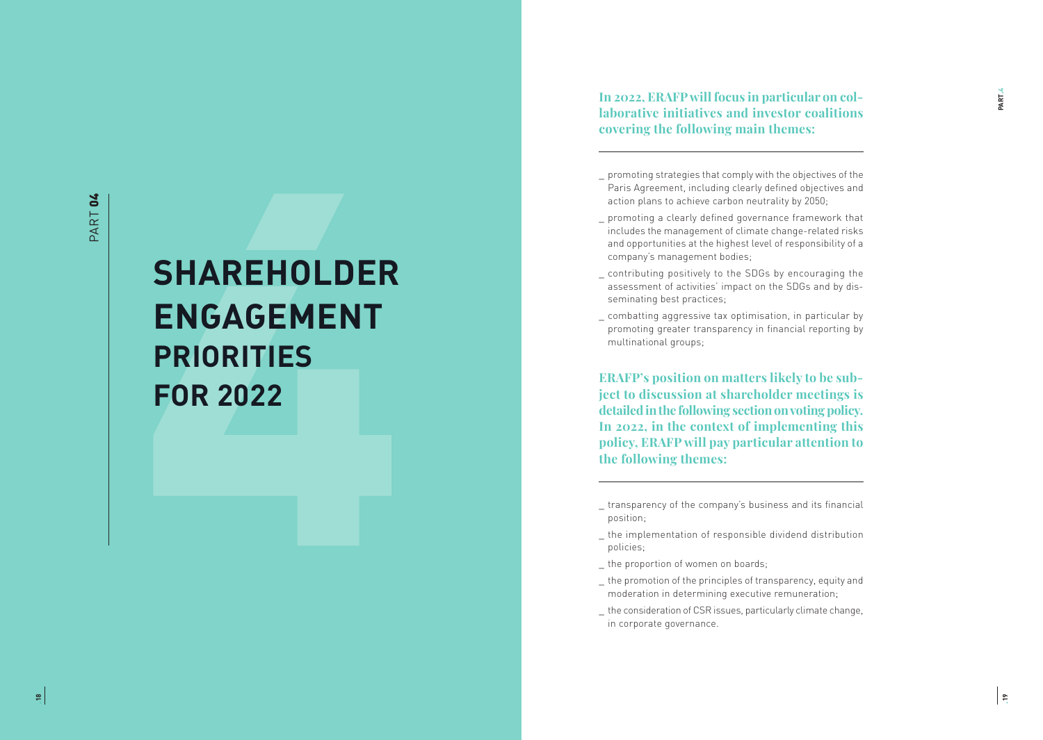# SHAREHOLDER ENGAGEMENT PRIORITIES FOR 2022

**In 2022, ERAFP will focus in particular on collaborative initiatives and investor coalitions covering the following main themes:**

- promoting strategies that comply with the objectives of the Paris Agreement, including clearly defined objectives and action plans to achieve carbon neutrality by 2050;
- promoting a clearly defined governance framework that includes the management of climate change-related risks and opportunities at the highest level of responsibility of a company's management bodies;
- contributing positively to the SDGs by encouraging the assessment of activities' impact on the SDGs and by disseminating best practices;
- combatting aggressive tax optimisation, in particular by promoting greater transparency in financial reporting by multinational groups;

**ERAFP's position on matters likely to be subject to discussion at shareholder meetings is detailed in the following section on voting policy. In 2022, in the context of implementing this policy, ERAFP will pay particular attention to the following themes:**

- transparency of the company's business and its financial position;
- the implementation of responsible dividend distribution policies;
- the proportion of women on boards;
- the promotion of the principles of transparency, equity and moderation in determining executive remuneration;
- the consideration of CSR issues, particularly climate change, in corporate governance.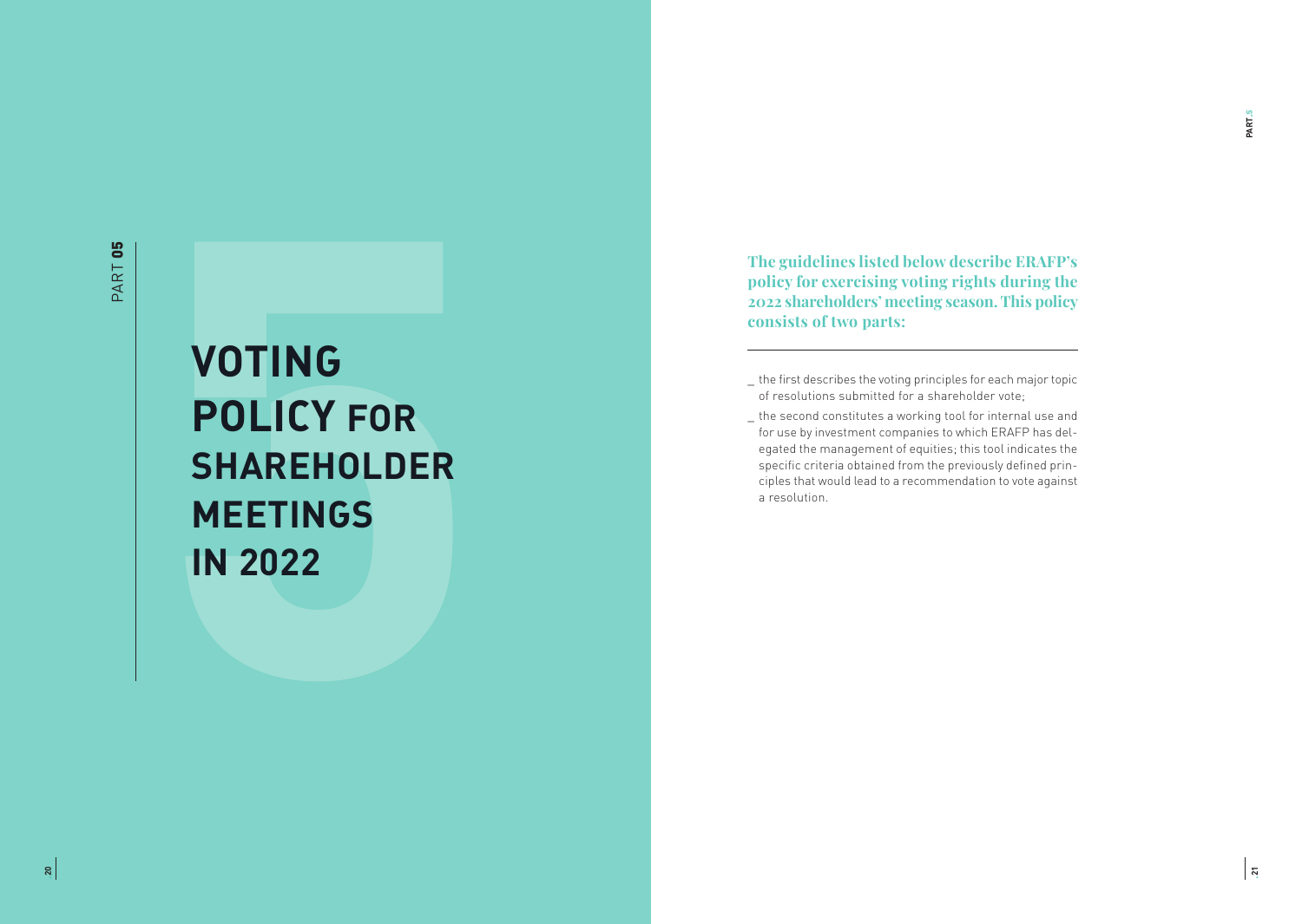PART 05

# VOTING POLICY FOR SHAREHOLDER MEETINGS IN 2022

**The guidelines listed below describe ERAFP's policy for exercising voting rights during the 2022 shareholders' meeting season. This policy consists of two parts:**

- the first describes the voting principles for each major topic of resolutions submitted for a shareholder vote;
- the second constitutes a working tool for internal use and for use by investment companies to which ERAFP has delegated the management of equities; this tool indicates the specific criteria obtained from the previously defined principles that would lead to a recommendation to vote against a resolution.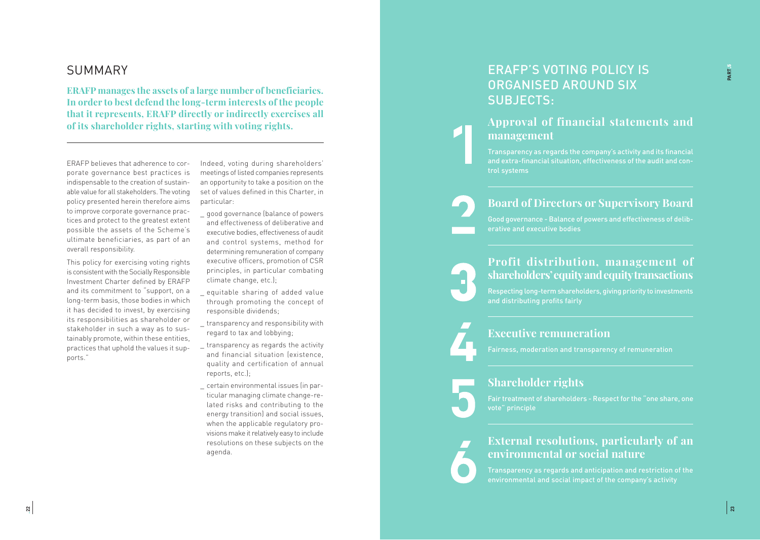# SUMMARY

**ERAFP manages the assets of a large number of beneficiaries. In order to best defend the long-term interests of the people that it represents, ERAFP directly or indirectly exercises all of its shareholder rights, starting with voting rights.**

ERAFP believes that adherence to corporate governance best practices is indispensable to the creation of sustainable value for all stakeholders. The voting policy presented herein therefore aims to improve corporate governance practices and protect to the greatest extent possible the assets of the Scheme's ultimate beneficiaries, as part of an overall responsibility.

This policy for exercising voting rights is consistent with the Socially Responsible Investment Charter defined by ERAFP and its commitment to "support, on a long-term basis, those bodies in which it has decided to invest, by exercising its responsibilities as shareholder or stakeholder in such a way as to sustainably promote, within these entities, practices that uphold the values it supports."

Indeed, voting during shareholders' meetings of listed companies represents an opportunity to take a position on the set of values defined in this Charter, in particular:

- good governance (balance of powers and effectiveness of deliberative and executive bodies, effectiveness of audit and control systems, method for determining remuneration of company executive officers, promotion of CSR principles, in particular combating climate change, etc.);
- equitable sharing of added value through promoting the concept of responsible dividends;
- transparency and responsibility with regard to tax and lobbying;
- transparency as regards the activity and financial situation (existence, quality and certification of annual reports, etc.);
- certain environmental issues (in particular managing climate change-related risks and contributing to the energy transition) and social issues, when the applicable regulatory provisions make it relatively easy to include resolutions on these subjects on the agenda.

## ERAFP'S VOTING POLICY IS ORGANISED AROUND SIX SUBJECTS:

### 1 Approval of financial statements and management

Transparency as regards the company's activity and its financial and extra-financial situation, effectiveness of the audit and control systems

### 2 Board of Directors or Supervisory Board

Good governance - Balance of powers and effectiveness of deliberative and executive bodies

### 3 Profit distribution, management of shareholders' equity and equity transactions

Respecting long-term shareholders, giving priority to investments and distributing profits fairly

### 4 Executive remuneration

Fairness, moderation and transparency of remuneration

### 5 Shareholder rights

Fair treatment of shareholders - Respect for the "one share, one vote" principle

### 6 External resolutions, particularly of an environmental or social nature

Transparency as regards and anticipation and restriction of the environmental and social impact of the company's activity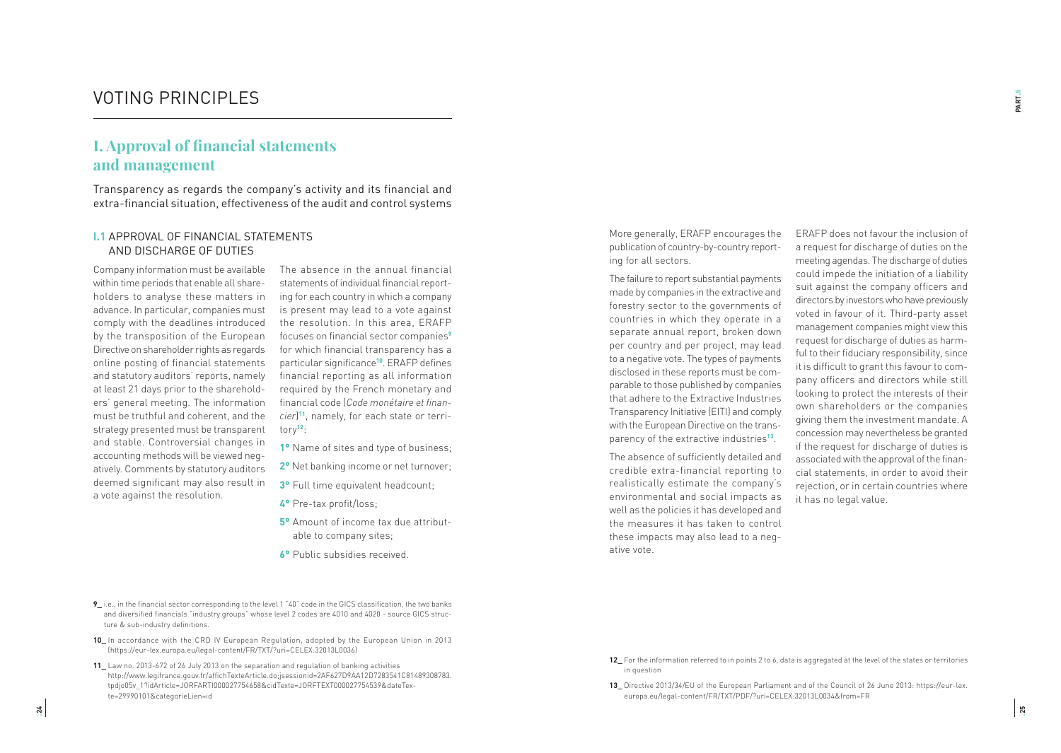# VOTING PRINCIPLES

## I. Approval of financial statements and management

Transparency as regards the company's activity and its financial and extra-financial situation, effectiveness of the audit and control systems

### I.1 APPROVAL OF FINANCIAL STATEMENTS AND DISCHARGE OF DUTIES

Company information must be available within time periods that enable all shareholders to analyse these matters in advance. In particular, companies must comply with the deadlines introduced by the transposition of the European Directive on shareholder rights as regards online posting of financial statements and statutory auditors' reports, namely at least 21 days prior to the shareholders' general meeting. The information must be truthful and coherent, and the strategy presented must be transparent and stable. Controversial changes in accounting methods will be viewed negatively. Comments by statutory auditors deemed significant may also result in a vote against the resolution.

The absence in the annual financial statements of individual financial reporting for each country in which a company is present may lead to a vote against the resolution. In this area, ERAFP focuses on financial sector companies[9] for which financial transparency has a particular significance[10]. ERAFP defines financial reporting as all information required by the French monetary and financial code (*Code monétaire et financier*)[11], namely, for each state or territory[12]:

**1°** Name of sites and type of business;

**2°** Net banking income or net turnover;

**3°** Full time equivalent headcount;

**4°** Pre-tax profit/loss;

**5°** Amount of income tax due attributable to company sites;

**6°** Public subsidies received.

More generally, ERAFP encourages the publication of country-by-country reporting for all sectors.

The failure to report substantial payments made by companies in the extractive and forestry sector to the governments of countries in which they operate in a separate annual report, broken down per country and per project, may lead to a negative vote. The types of payments disclosed in these reports must be comparable to those published by companies that adhere to the Extractive Industries Transparency Initiative (EITI) and comply with the European Directive on the transparency of the extractive industries[13].

The absence of sufficiently detailed and credible extra-financial reporting to realistically estimate the company's environmental and social impacts as well as the policies it has developed and the measures it has taken to control these impacts may also lead to a negative vote.

ERAFP does not favour the inclusion of a request for discharge of duties on the meeting agendas. The discharge of duties could impede the initiation of a liability suit against the company officers and directors by investors who have previously voted in favour of it. Third-party asset management companies might view this request for discharge of duties as harmful to their fiduciary responsibility, since it is difficult to grant this favour to company officers and directors while still looking to protect the interests of their own shareholders or the companies giving them the investment mandate. A concession may nevertheless be granted if the request for discharge of duties is associated with the approval of the financial statements, in order to avoid their rejection, or in certain countries where it has no legal value.

---

**9_** i.e., in the financial sector corresponding to the level 1 "40" code in the GICS classification, the two banks and diversified financials "industry groups" whose level 2 codes are 4010 and 4020 - source GICS structure & sub-industry definitions.

**10_** In accordance with the CRD IV European Regulation, adopted by the European Union in 2013 (https://eur-lex.europa.eu/legal-content/FR/TXT/?uri=CELEX:32013L0036)

**11_** Law no. 2013-672 of 26 July 2013 on the separation and regulation of banking activities http://www.legifrance.gouv.fr/affichTexteArticle.do;jsessionid=2AF627D9AA12D7283541C81489308783.tpdjo05v_1?idArticle=JORFARTI000027754658&cidTexte=JORFTEXT000027754539&dateTexte=29990101&categorieLien=id

**12_** For the information referred to in points 2 to 6, data is aggregated at the level of the states or territories in question

**13_** Directive 2013/34/EU of the European Parliament and of the Council of 26 June 2013: https://eur-lex.europa.eu/legal-content/FR/TXT/PDF/?uri=CELEX:32013L0034&from=FR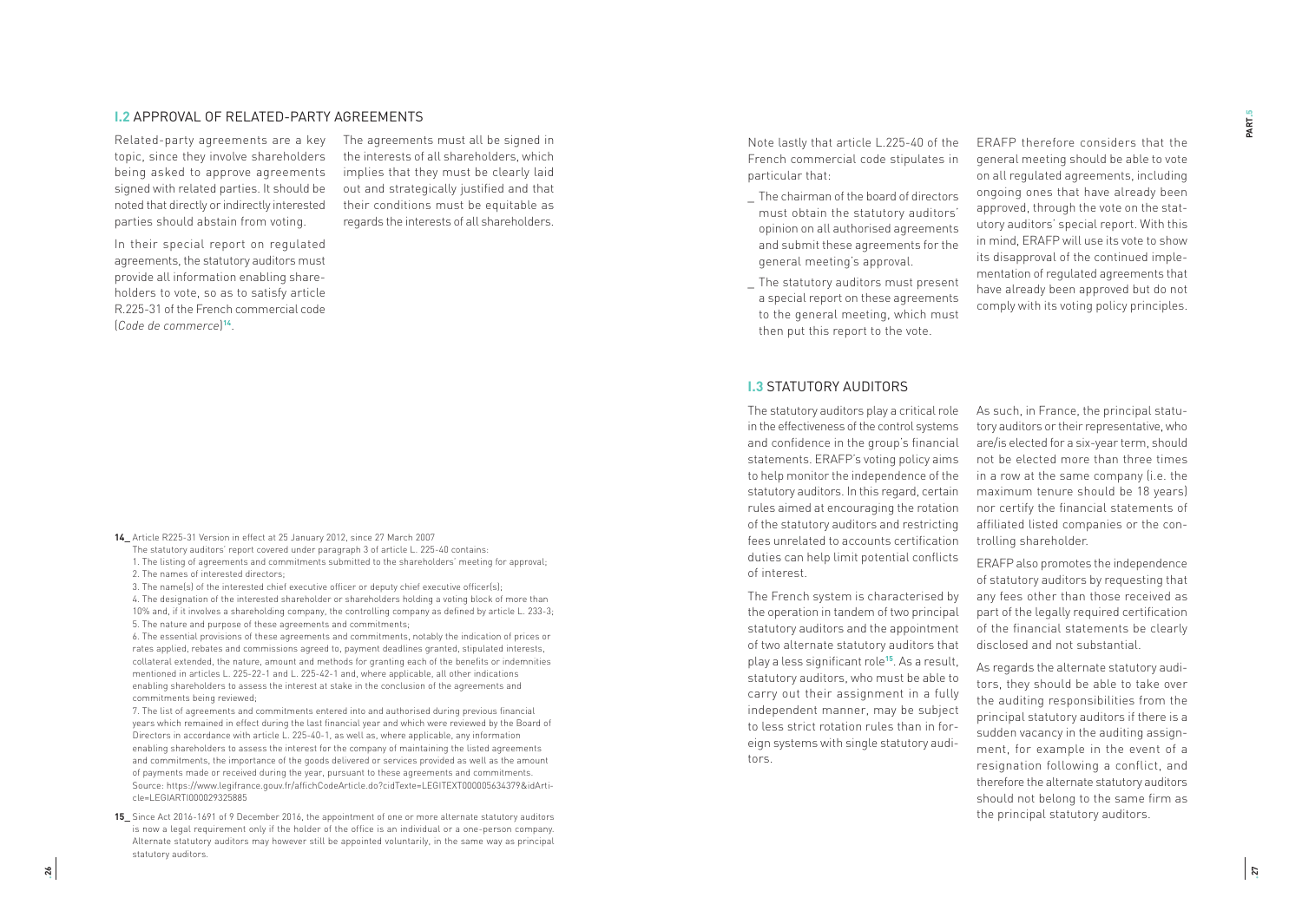## I.2 APPROVAL OF RELATED-PARTY AGREEMENTS

Related-party agreements are a key topic, since they involve shareholders being asked to approve agreements signed with related parties. It should be noted that directly or indirectly interested parties should abstain from voting.

In their special report on regulated agreements, the statutory auditors must provide all information enabling shareholders to vote, so as to satisfy article R.225-31 of the French commercial code (*Code de commerce*)[14].

The agreements must all be signed in the interests of all shareholders, which implies that they must be clearly laid out and strategically justified and that their conditions must be equitable as regards the interests of all shareholders.

Note lastly that article L.225-40 of the French commercial code stipulates in particular that:

_ The chairman of the board of directors must obtain the statutory auditors' opinion on all authorised agreements and submit these agreements for the general meeting's approval.

_ The statutory auditors must present a special report on these agreements to the general meeting, which must then put this report to the vote.

ERAFP therefore considers that the general meeting should be able to vote on all regulated agreements, including ongoing ones that have already been approved, through the vote on the statutory auditors' special report. With this in mind, ERAFP will use its vote to show its disapproval of the continued implementation of regulated agreements that have already been approved but do not comply with its voting policy principles.

## I.3 STATUTORY AUDITORS

The statutory auditors play a critical role in the effectiveness of the control systems and confidence in the group's financial statements. ERAFP's voting policy aims to help monitor the independence of the statutory auditors. In this regard, certain rules aimed at encouraging the rotation of the statutory auditors and restricting fees unrelated to accounts certification duties can help limit potential conflicts of interest.

The French system is characterised by the operation in tandem of two principal statutory auditors and the appointment of two alternate statutory auditors that play a less significant role[15]. As a result, statutory auditors, who must be able to carry out their assignment in a fully independent manner, may be subject to less strict rotation rules than in foreign systems with single statutory auditors.

As such, in France, the principal statutory auditors or their representative, who are/is elected for a six-year term, should not be elected more than three times in a row at the same company (i.e. the maximum tenure should be 18 years) nor certify the financial statements of affiliated listed companies or the controlling shareholder.

ERAFP also promotes the independence of statutory auditors by requesting that any fees other than those received as part of the legally required certification of the financial statements be clearly disclosed and not substantial.

As regards the alternate statutory auditors, they should be able to take over the auditing responsibilities from the principal statutory auditors if there is a sudden vacancy in the auditing assignment, for example in the event of a resignation following a conflict, and therefore the alternate statutory auditors should not belong to the same firm as the principal statutory auditors.

---

14_ Article R225-31 Version in effect at 25 January 2012, since 27 March 2007
The statutory auditors' report covered under paragraph 3 of article L. 225-40 contains:
1. The listing of agreements and commitments submitted to the shareholders' meeting for approval;
2. The names of interested directors;
3. The name(s) of the interested chief executive officer or deputy chief executive officer(s);
4. The designation of the interested shareholder or shareholders holding a voting block of more than 10% and, if it involves a shareholding company, the controlling company as defined by article L. 233-3;
5. The nature and purpose of these agreements and commitments;
6. The essential provisions of these agreements and commitments, notably the indication of prices or rates applied, rebates and commissions agreed to, payment deadlines granted, stipulated interests, collateral extended, the nature, amount and methods for granting each of the benefits or indemnities mentioned in articles L. 225-22-1 and L. 225-42-1 and, where applicable, all other indications enabling shareholders to assess the interest at stake in the conclusion of the agreements and commitments being reviewed;
7. The list of agreements and commitments entered into and authorised during previous financial years which remained in effect during the last financial year and which were reviewed by the Board of Directors in accordance with article L. 225-40-1, as well as, where applicable, any information enabling shareholders to assess the interest for the company of maintaining the listed agreements and commitments, the importance of the goods delivered or services provided as well as the amount of payments made or received during the year, pursuant to these agreements and commitments.
Source: https://www.legifrance.gouv.fr/affichCodeArticle.do?cidTexte=LEGITEXT000005634379&idArticle=LEGIARTI000029325885

15_ Since Act 2016-1691 of 9 December 2016, the appointment of one or more alternate statutory auditors is now a legal requirement only if the holder of the office is an individual or a one-person company. Alternate statutory auditors may however still be appointed voluntarily, in the same way as principal statutory auditors.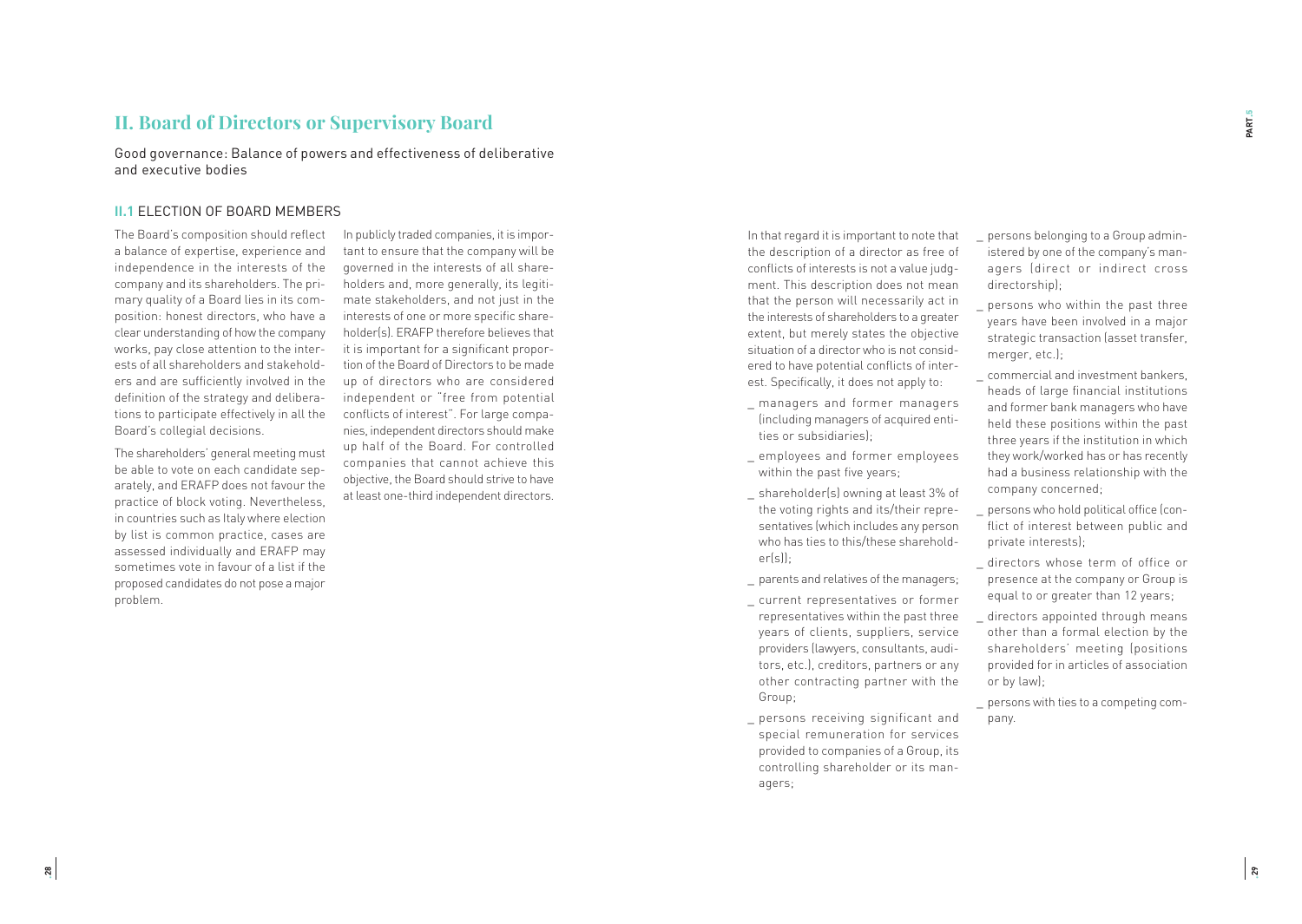# II. Board of Directors or Supervisory Board

Good governance: Balance of powers and effectiveness of deliberative and executive bodies

## II.1 ELECTION OF BOARD MEMBERS

The Board's composition should reflect a balance of expertise, experience and independence in the interests of the company and its shareholders. The primary quality of a Board lies in its composition: honest directors, who have a clear understanding of how the company works, pay close attention to the interests of all shareholders and stakeholders and are sufficiently involved in the definition of the strategy and deliberations to participate effectively in all the Board's collegial decisions.

The shareholders' general meeting must be able to vote on each candidate separately, and ERAFP does not favour the practice of block voting. Nevertheless, in countries such as Italy where election by list is common practice, cases are assessed individually and ERAFP may sometimes vote in favour of a list if the proposed candidates do not pose a major problem.

In publicly traded companies, it is important to ensure that the company will be governed in the interests of all shareholders and, more generally, its legitimate stakeholders, and not just in the interests of one or more specific shareholder(s). ERAFP therefore believes that it is important for a significant proportion of the Board of Directors to be made up of directors who are considered independent or "free from potential conflicts of interest". For large companies, independent directors should make up half of the Board. For controlled companies that cannot achieve this objective, the Board should strive to have at least one-third independent directors.

In that regard it is important to note that the description of a director as free of conflicts of interests is not a value judgment. This description does not mean that the person will necessarily act in the interests of shareholders to a greater extent, but merely states the objective situation of a director who is not considered to have potential conflicts of interest. Specifically, it does not apply to:

_ managers and former managers (including managers of acquired entities or subsidiaries);

_ employees and former employees within the past five years;

_ shareholder(s) owning at least 3% of the voting rights and its/their representatives (which includes any person who has ties to this/these shareholder(s));

_ parents and relatives of the managers;

_ current representatives or former representatives within the past three years of clients, suppliers, service providers (lawyers, consultants, auditors, etc.), creditors, partners or any other contracting partner with the Group;

_ persons receiving significant and special remuneration for services provided to companies of a Group, its controlling shareholder or its managers;

_ persons belonging to a Group administered by one of the company's managers (direct or indirect cross directorship);

_ persons who within the past three years have been involved in a major strategic transaction (asset transfer, merger, etc.);

_ commercial and investment bankers, heads of large financial institutions and former bank managers who have held these positions within the past three years if the institution in which they work/worked has or has recently had a business relationship with the company concerned;

_ persons who hold political office (conflict of interest between public and private interests);

_ directors whose term of office or presence at the company or Group is equal to or greater than 12 years;

_ directors appointed through means other than a formal election by the shareholders' meeting (positions provided for in articles of association or by law);

_ persons with ties to a competing company.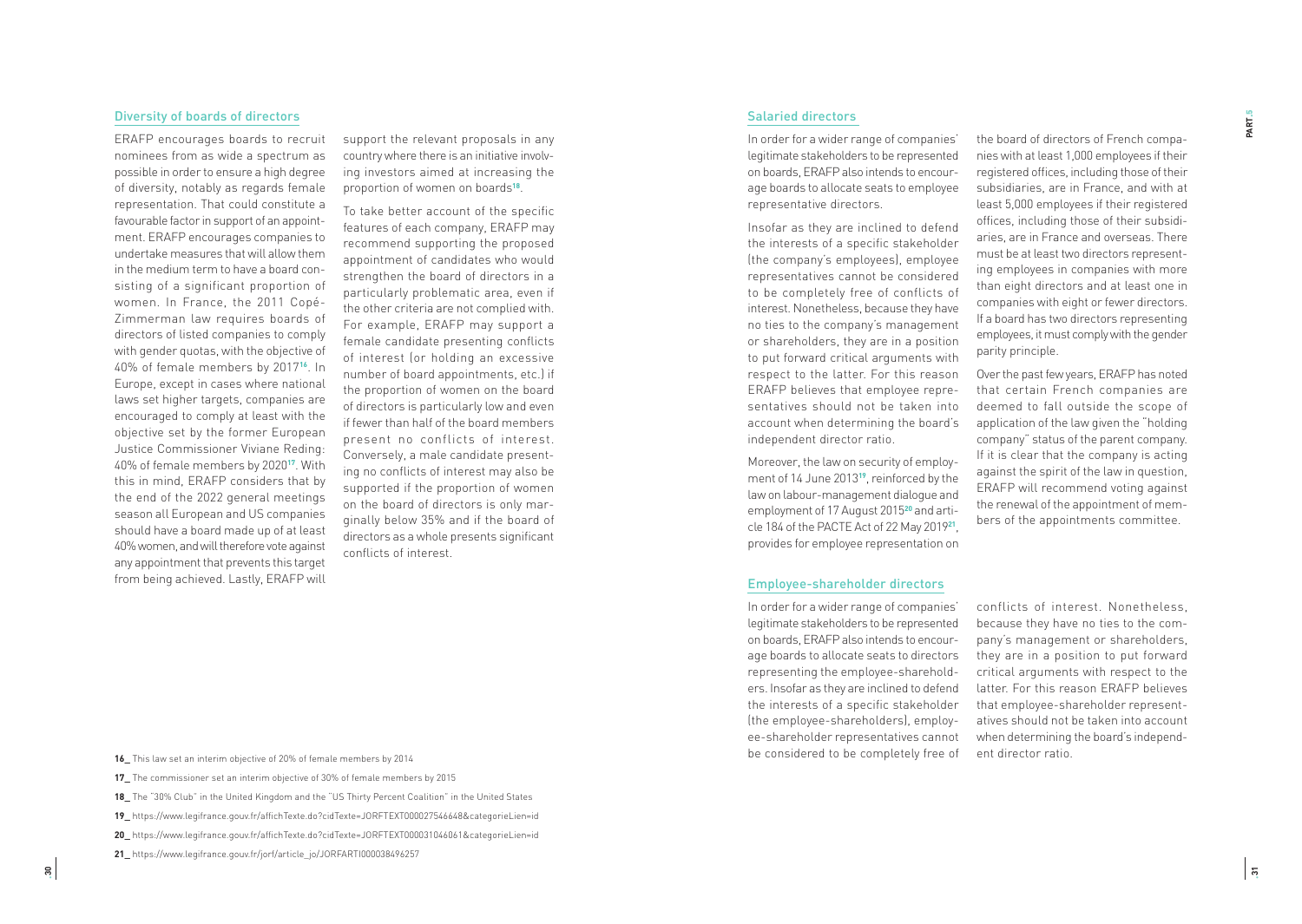## Diversity of boards of directors

ERAFP encourages boards to recruit nominees from as wide a spectrum as possible in order to ensure a high degree of diversity, notably as regards female representation. That could constitute a favourable factor in support of an appointment. ERAFP encourages companies to undertake measures that will allow them in the medium term to have a board consisting of a significant proportion of women. In France, the 2011 Copé-Zimmerman law requires boards of directors of listed companies to comply with gender quotas, with the objective of 40% of female members by 2017[16]. In Europe, except in cases where national laws set higher targets, companies are encouraged to comply at least with the objective set by the former European Justice Commissioner Viviane Reding: 40% of female members by 2020[17]. With this in mind, ERAFP considers that by the end of the 2022 general meetings season all European and US companies should have a board made up of at least 40% women, and will therefore vote against any appointment that prevents this target from being achieved. Lastly, ERAFP will support the relevant proposals in any country where there is an initiative involving investors aimed at increasing the proportion of women on boards[18].

To take better account of the specific features of each company, ERAFP may recommend supporting the proposed appointment of candidates who would strengthen the board of directors in a particularly problematic area, even if the other criteria are not complied with. For example, ERAFP may support a female candidate presenting conflicts of interest (or holding an excessive number of board appointments, etc.) if the proportion of women on the board of directors is particularly low and even if fewer than half of the board members present no conflicts of interest. Conversely, a male candidate presenting no conflicts of interest may also be supported if the proportion of women on the board of directors is only marginally below 35% and if the board of directors as a whole presents significant conflicts of interest.

## Salaried directors

In order for a wider range of companies' legitimate stakeholders to be represented on boards, ERAFP also intends to encourage boards to allocate seats to employee representative directors.

Insofar as they are inclined to defend the interests of a specific stakeholder (the company's employees), employee representatives cannot be considered to be completely free of conflicts of interest. Nonetheless, because they have no ties to the company's management or shareholders, they are in a position to put forward critical arguments with respect to the latter. For this reason ERAFP believes that employee representatives should not be taken into account when determining the board's independent director ratio.

Moreover, the law on security of employment of 14 June 2013[19], reinforced by the law on labour-management dialogue and employment of 17 August 2015[20] and article 184 of the PACTE Act of 22 May 2019[21], provides for employee representation on the board of directors of French companies with at least 1,000 employees if their registered offices, including those of their subsidiaries, are in France, and with at least 5,000 employees if their registered offices, including those of their subsidiaries, are in France and overseas. There must be at least two directors representing employees in companies with more than eight directors and at least one in companies with eight or fewer directors. If a board has two directors representing employees, it must comply with the gender parity principle.

Over the past few years, ERAFP has noted that certain French companies are deemed to fall outside the scope of application of the law given the "holding company" status of the parent company. If it is clear that the company is acting against the spirit of the law in question, ERAFP will recommend voting against the renewal of the appointment of members of the appointments committee.

## Employee-shareholder directors

In order for a wider range of companies' legitimate stakeholders to be represented on boards, ERAFP also intends to encourage boards to allocate seats to directors representing the employee-shareholders. Insofar as they are inclined to defend the interests of a specific stakeholder (the employee-shareholders), employee-shareholder representatives cannot be considered to be completely free of conflicts of interest. Nonetheless, because they have no ties to the company's management or shareholders, they are in a position to put forward critical arguments with respect to the latter. For this reason ERAFP believes that employee-shareholder representatives should not be taken into account when determining the board's independent director ratio.

---

16_ This law set an interim objective of 20% of female members by 2014

17_ The commissioner set an interim objective of 30% of female members by 2015

18_ The "30% Club" in the United Kingdom and the "US Thirty Percent Coalition" in the United States

19_ https://www.legifrance.gouv.fr/affichTexte.do?cidTexte=JORFTEXT000027546648&categorieLien=id

20_ https://www.legifrance.gouv.fr/affichTexte.do?cidTexte=JORFTEXT000031046061&categorieLien=id

21_ https://www.legifrance.gouv.fr/jorf/article_jo/JORFARTI000038496257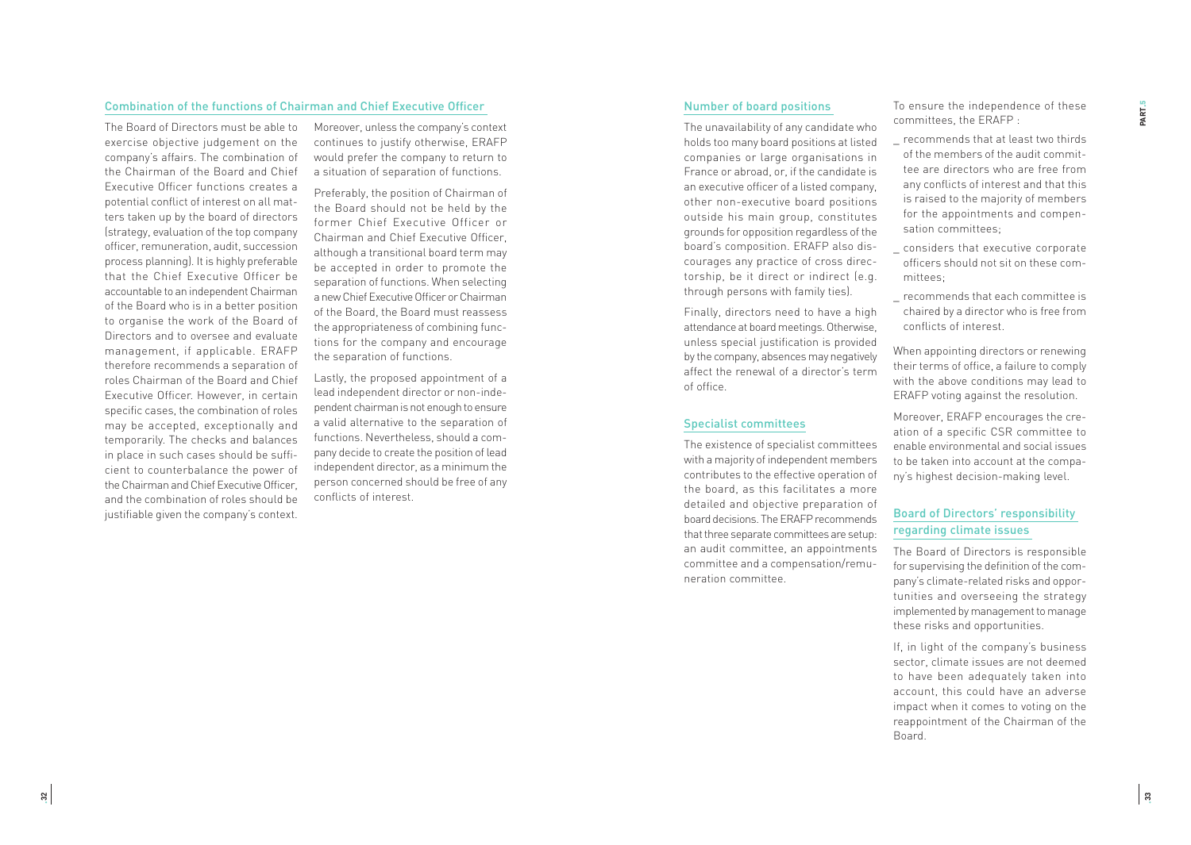## Combination of the functions of Chairman and Chief Executive Officer

The Board of Directors must be able to exercise objective judgement on the company's affairs. The combination of the Chairman of the Board and Chief Executive Officer functions creates a potential conflict of interest on all matters taken up by the board of directors (strategy, evaluation of the top company officer, remuneration, audit, succession process planning). It is highly preferable that the Chief Executive Officer be accountable to an independent Chairman of the Board who is in a better position to organise the work of the Board of Directors and to oversee and evaluate management, if applicable. ERAFP therefore recommends a separation of roles Chairman of the Board and Chief Executive Officer. However, in certain specific cases, the combination of roles may be accepted, exceptionally and temporarily. The checks and balances in place in such cases should be sufficient to counterbalance the power of the Chairman and Chief Executive Officer, and the combination of roles should be justifiable given the company's context.

Moreover, unless the company's context continues to justify otherwise, ERAFP would prefer the company to return to a situation of separation of functions.

Preferably, the position of Chairman of the Board should not be held by the former Chief Executive Officer or Chairman and Chief Executive Officer, although a transitional board term may be accepted in order to promote the separation of functions. When selecting a new Chief Executive Officer or Chairman of the Board, the Board must reassess the appropriateness of combining functions for the company and encourage the separation of functions.

Lastly, the proposed appointment of a lead independent director or non-independent chairman is not enough to ensure a valid alternative to the separation of functions. Nevertheless, should a company decide to create the position of lead independent director, as a minimum the person concerned should be free of any conflicts of interest.

## Number of board positions

The unavailability of any candidate who holds too many board positions at listed companies or large organisations in France or abroad, or, if the candidate is an executive officer of a listed company, other non-executive board positions outside his main group, constitutes grounds for opposition regardless of the board's composition. ERAFP also discourages any practice of cross directorship, be it direct or indirect (e.g. through persons with family ties).

Finally, directors need to have a high attendance at board meetings. Otherwise, unless special justification is provided by the company, absences may negatively affect the renewal of a director's term of office.

## Specialist committees

The existence of specialist committees with a majority of independent members contributes to the effective operation of the board, as this facilitates a more detailed and objective preparation of board decisions. The ERAFP recommends that three separate committees are setup: an audit committee, an appointments committee and a compensation/remuneration committee.

To ensure the independence of these committees, the ERAFP :

- recommends that at least two thirds of the members of the audit committee are directors who are free from any conflicts of interest and that this is raised to the majority of members for the appointments and compensation committees;
- considers that executive corporate officers should not sit on these committees;
- recommends that each committee is chaired by a director who is free from conflicts of interest.

When appointing directors or renewing their terms of office, a failure to comply with the above conditions may lead to ERAFP voting against the resolution.

Moreover, ERAFP encourages the creation of a specific CSR committee to enable environmental and social issues to be taken into account at the company's highest decision-making level.

## Board of Directors' responsibility regarding climate issues

The Board of Directors is responsible for supervising the definition of the company's climate-related risks and opportunities and overseeing the strategy implemented by management to manage these risks and opportunities.

If, in light of the company's business sector, climate issues are not deemed to have been adequately taken into account, this could have an adverse impact when it comes to voting on the reappointment of the Chairman of the Board.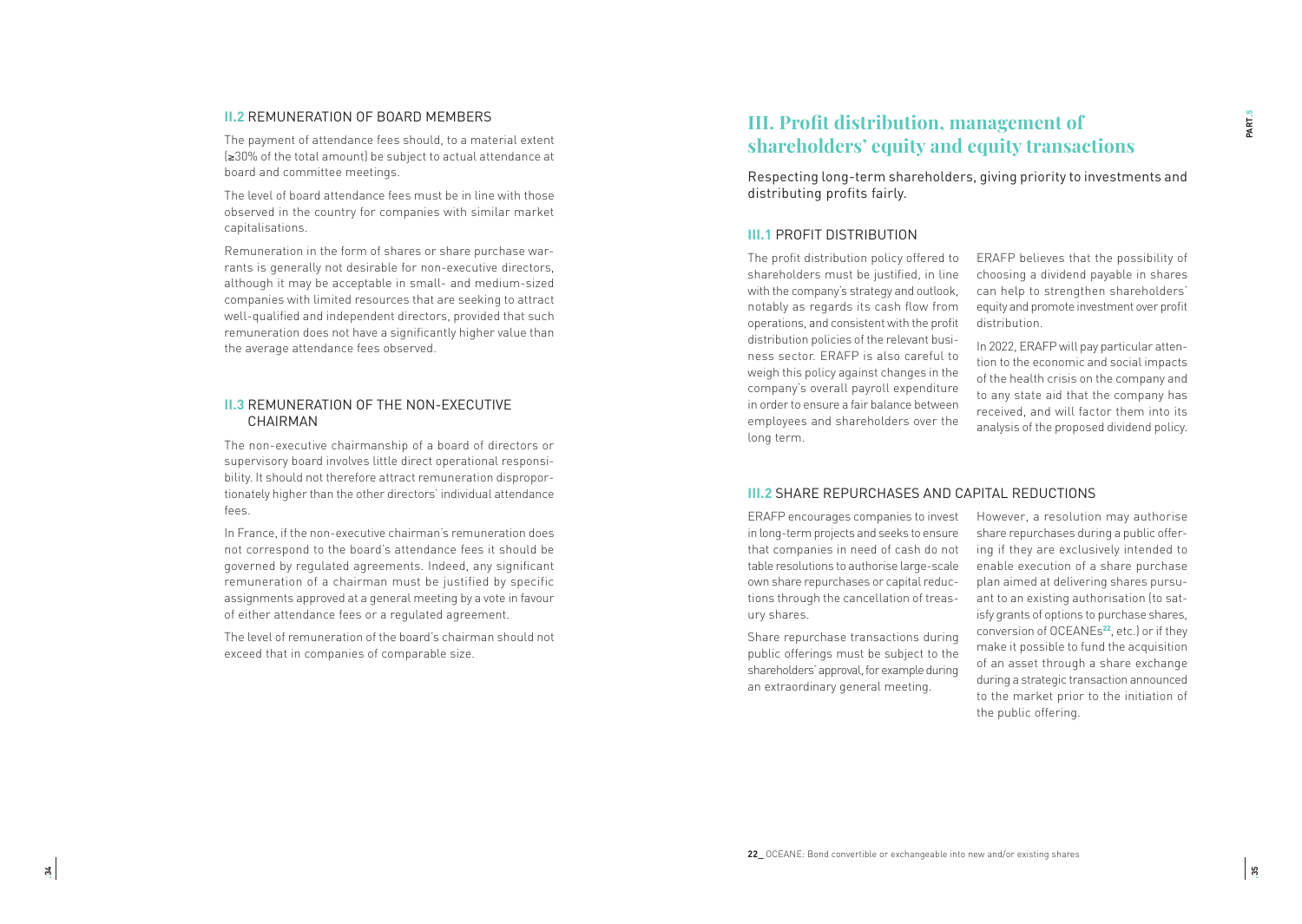### II.2 REMUNERATION OF BOARD MEMBERS

The payment of attendance fees should, to a material extent (≥30% of the total amount) be subject to actual attendance at board and committee meetings.

The level of board attendance fees must be in line with those observed in the country for companies with similar market capitalisations.

Remuneration in the form of shares or share purchase warrants is generally not desirable for non-executive directors, although it may be acceptable in small- and medium-sized companies with limited resources that are seeking to attract well-qualified and independent directors, provided that such remuneration does not have a significantly higher value than the average attendance fees observed.

### II.3 REMUNERATION OF THE NON-EXECUTIVE CHAIRMAN

The non-executive chairmanship of a board of directors or supervisory board involves little direct operational responsibility. It should not therefore attract remuneration disproportionately higher than the other directors' individual attendance fees.

In France, if the non-executive chairman's remuneration does not correspond to the board's attendance fees it should be governed by regulated agreements. Indeed, any significant remuneration of a chairman must be justified by specific assignments approved at a general meeting by a vote in favour of either attendance fees or a regulated agreement.

The level of remuneration of the board's chairman should not exceed that in companies of comparable size.

## III. Profit distribution, management of shareholders' equity and equity transactions

Respecting long-term shareholders, giving priority to investments and distributing profits fairly.

### III.1 PROFIT DISTRIBUTION

The profit distribution policy offered to shareholders must be justified, in line with the company's strategy and outlook, notably as regards its cash flow from operations, and consistent with the profit distribution policies of the relevant business sector. ERAFP is also careful to weigh this policy against changes in the company's overall payroll expenditure in order to ensure a fair balance between employees and shareholders over the long term.

ERAFP believes that the possibility of choosing a dividend payable in shares can help to strengthen shareholders' equity and promote investment over profit distribution.

In 2022, ERAFP will pay particular attention to the economic and social impacts of the health crisis on the company and to any state aid that the company has received, and will factor them into its analysis of the proposed dividend policy.

### III.2 SHARE REPURCHASES AND CAPITAL REDUCTIONS

ERAFP encourages companies to invest in long-term projects and seeks to ensure that companies in need of cash do not table resolutions to authorise large-scale own share repurchases or capital reductions through the cancellation of treasury shares.

Share repurchase transactions during public offerings must be subject to the shareholders' approval, for example during an extraordinary general meeting.

However, a resolution may authorise share repurchases during a public offering if they are exclusively intended to enable execution of a share purchase plan aimed at delivering shares pursuant to an existing authorisation (to satisfy grants of options to purchase shares, conversion of OCEANEs[22], etc.) or if they make it possible to fund the acquisition of an asset through a share exchange during a strategic transaction announced to the market prior to the initiation of the public offering.

22_ OCEANE: Bond convertible or exchangeable into new and/or existing shares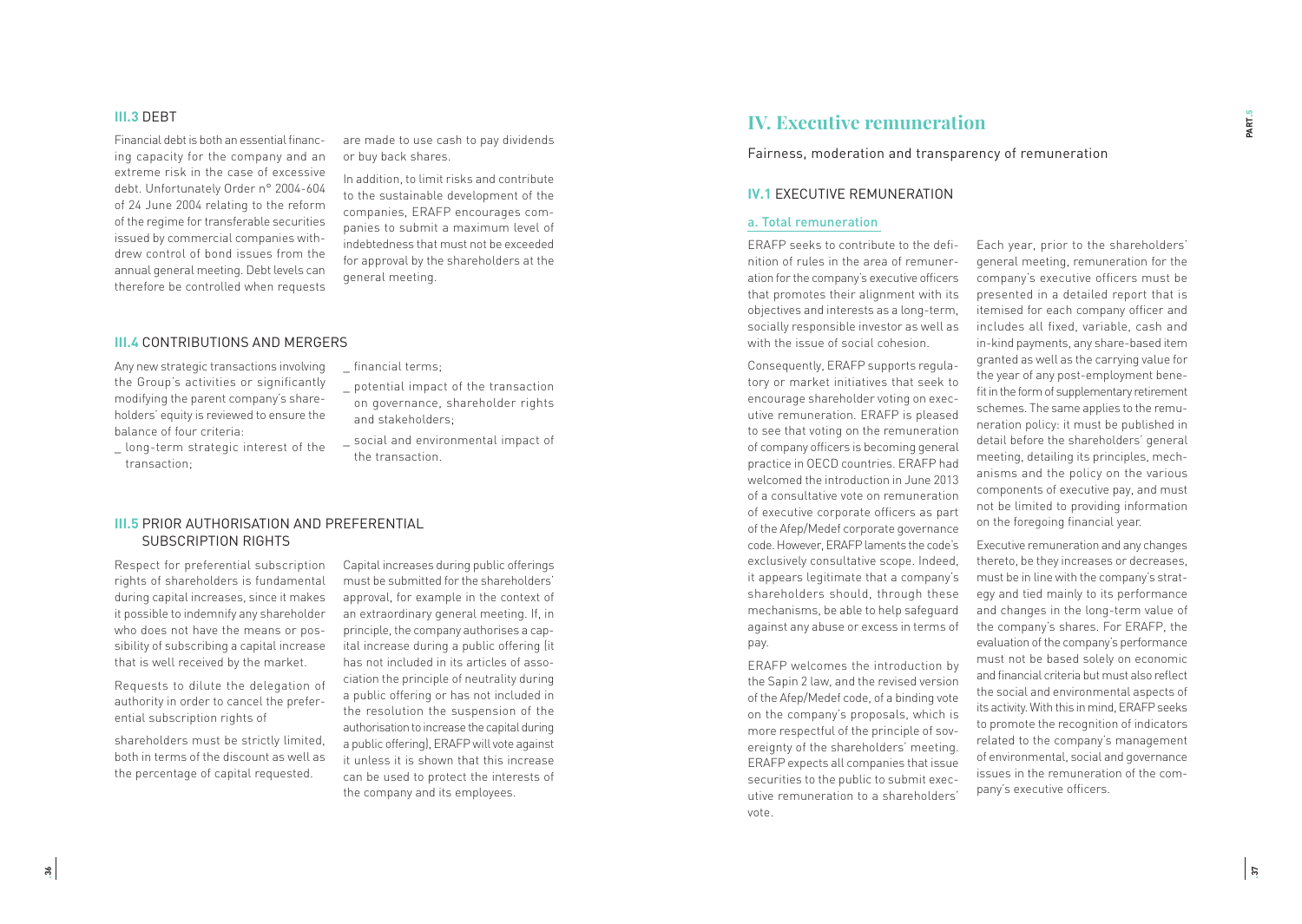### III.3 DEBT

Financial debt is both an essential financing capacity for the company and an extreme risk in the case of excessive debt. Unfortunately Order n° 2004-604 of 24 June 2004 relating to the reform of the regime for transferable securities issued by commercial companies withdrew control of bond issues from the annual general meeting. Debt levels can therefore be controlled when requests are made to use cash to pay dividends or buy back shares.

In addition, to limit risks and contribute to the sustainable development of the companies, ERAFP encourages companies to submit a maximum level of indebtedness that must not be exceeded for approval by the shareholders at the general meeting.

### III.4 CONTRIBUTIONS AND MERGERS

Any new strategic transactions involving the Group's activities or significantly modifying the parent company's shareholders' equity is reviewed to ensure the balance of four criteria:

- long-term strategic interest of the transaction;
- financial terms;
- potential impact of the transaction on governance, shareholder rights and stakeholders;
- social and environmental impact of the transaction.

### III.5 PRIOR AUTHORISATION AND PREFERENTIAL SUBSCRIPTION RIGHTS

Respect for preferential subscription rights of shareholders is fundamental during capital increases, since it makes it possible to indemnify any shareholder who does not have the means or possibility of subscribing a capital increase that is well received by the market.

Requests to dilute the delegation of authority in order to cancel the preferential subscription rights of

shareholders must be strictly limited, both in terms of the discount as well as the percentage of capital requested.

Capital increases during public offerings must be submitted for the shareholders' approval, for example in the context of an extraordinary general meeting. If, in principle, the company authorises a capital increase during a public offering (it has not included in its articles of association the principle of neutrality during a public offering or has not included in the resolution the suspension of the authorisation to increase the capital during a public offering), ERAFP will vote against it unless it is shown that this increase can be used to protect the interests of the company and its employees.

# IV. Executive remuneration

Fairness, moderation and transparency of remuneration

## IV.1 EXECUTIVE REMUNERATION

### a. Total remuneration

ERAFP seeks to contribute to the definition of rules in the area of remuneration for the company's executive officers that promotes their alignment with its objectives and interests as a long-term, socially responsible investor as well as with the issue of social cohesion.

Consequently, ERAFP supports regulatory or market initiatives that seek to encourage shareholder voting on executive remuneration. ERAFP is pleased to see that voting on the remuneration of company officers is becoming general practice in OECD countries. ERAFP had welcomed the introduction in June 2013 of a consultative vote on remuneration of executive corporate officers as part of the Afep/Medef corporate governance code. However, ERAFP laments the code's exclusively consultative scope. Indeed, it appears legitimate that a company's shareholders should, through these mechanisms, be able to help safeguard against any abuse or excess in terms of pay.

ERAFP welcomes the introduction by the Sapin 2 law, and the revised version of the Afep/Medef code, of a binding vote on the company's proposals, which is more respectful of the principle of sovereignty of the shareholders' meeting. ERAFP expects all companies that issue securities to the public to submit executive remuneration to a shareholders' vote.

Each year, prior to the shareholders' general meeting, remuneration for the company's executive officers must be presented in a detailed report that is itemised for each company officer and includes all fixed, variable, cash and in-kind payments, any share-based item granted as well as the carrying value for the year of any post-employment benefit in the form of supplementary retirement schemes. The same applies to the remuneration policy: it must be published in detail before the shareholders' general meeting, detailing its principles, mechanisms and the policy on the various components of executive pay, and must not be limited to providing information on the foregoing financial year.

Executive remuneration and any changes thereto, be they increases or decreases, must be in line with the company's strategy and tied mainly to its performance and changes in the long-term value of the company's shares. For ERAFP, the evaluation of the company's performance must not be based solely on economic and financial criteria but must also reflect the social and environmental aspects of its activity. With this in mind, ERAFP seeks to promote the recognition of indicators related to the company's management of environmental, social and governance issues in the remuneration of the company's executive officers.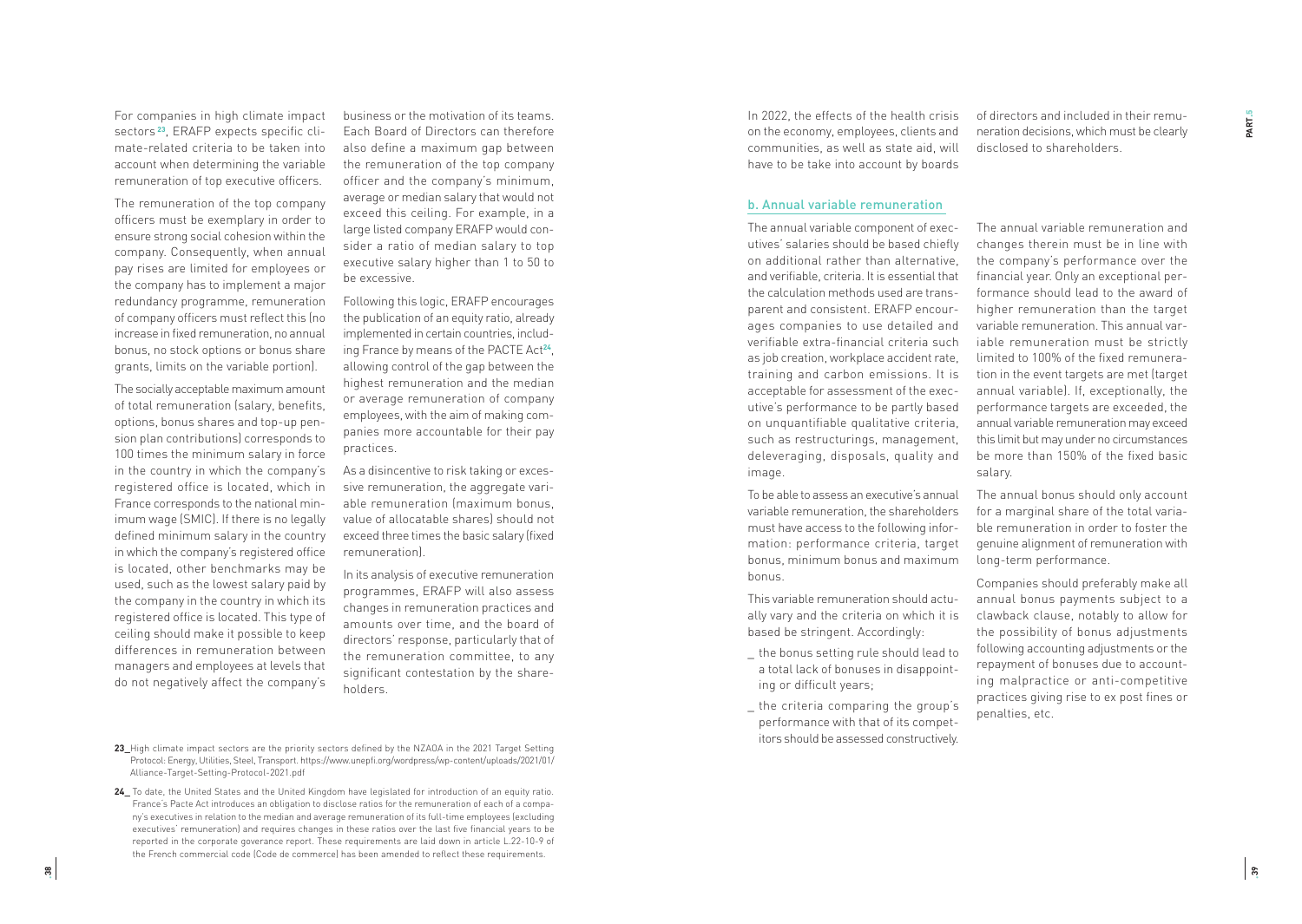For companies in high climate impact sectors[23], ERAFP expects specific climate-related criteria to be taken into account when determining the variable remuneration of top executive officers.

The remuneration of the top company officers must be exemplary in order to ensure strong social cohesion within the company. Consequently, when annual pay rises are limited for employees or the company has to implement a major redundancy programme, remuneration of company officers must reflect this (no increase in fixed remuneration, no annual bonus, no stock options or bonus share grants, limits on the variable portion).

The socially acceptable maximum amount of total remuneration (salary, benefits, options, bonus shares and top-up pension plan contributions) corresponds to 100 times the minimum salary in force in the country in which the company's registered office is located, which in France corresponds to the national minimum wage (SMIC). If there is no legally defined minimum salary in the country in which the company's registered office is located, other benchmarks may be used, such as the lowest salary paid by the company in the country in which its registered office is located. This type of ceiling should make it possible to keep differences in remuneration between managers and employees at levels that do not negatively affect the company's business or the motivation of its teams. Each Board of Directors can therefore also define a maximum gap between the remuneration of the top company officer and the company's minimum, average or median salary that would not exceed this ceiling. For example, in a large listed company ERAFP would consider a ratio of median salary to top executive salary higher than 1 to 50 to be excessive.

Following this logic, ERAFP encourages the publication of an equity ratio, already implemented in certain countries, including France by means of the PACTE Act[24], allowing control of the gap between the highest remuneration and the median or average remuneration of company employees, with the aim of making companies more accountable for their pay practices.

As a disincentive to risk taking or excessive remuneration, the aggregate variable remuneration (maximum bonus, value of allocatable shares) should not exceed three times the basic salary (fixed remuneration).

In its analysis of executive remuneration programmes, ERAFP will also assess changes in remuneration practices and amounts over time, and the board of directors' response, particularly that of the remuneration committee, to any significant contestation by the shareholders.

In 2022, the effects of the health crisis on the economy, employees, clients and communities, as well as state aid, will have to be take into account by boards of directors and included in their remuneration decisions, which must be clearly disclosed to shareholders.

### b. Annual variable remuneration

The annual variable component of executives' salaries should be based chiefly on additional rather than alternative, and verifiable, criteria. It is essential that the calculation methods used are transparent and consistent. ERAFP encourages companies to use detailed and verifiable extra-financial criteria such as job creation, workplace accident rate, training and carbon emissions. It is acceptable for assessment of the executive's performance to be partly based on unquantifiable qualitative criteria, such as restructurings, management, deleveraging, disposals, quality and image.

To be able to assess an executive's annual variable remuneration, the shareholders must have access to the following information: performance criteria, target bonus, minimum bonus and maximum bonus.

This variable remuneration should actually vary and the criteria on which it is based be stringent. Accordingly:

_ the bonus setting rule should lead to a total lack of bonuses in disappointing or difficult years;

_ the criteria comparing the group's performance with that of its competitors should be assessed constructively.

The annual variable remuneration and changes therein must be in line with the company's performance over the financial year. Only an exceptional performance should lead to the award of higher remuneration than the target variable remuneration. This annual variable remuneration must be strictly limited to 100% of the fixed remuneration in the event targets are met (target annual variable). If, exceptionally, the performance targets are exceeded, the annual variable remuneration may exceed this limit but may under no circumstances be more than 150% of the fixed basic salary.

The annual bonus should only account for a marginal share of the total variable remuneration in order to foster the genuine alignment of remuneration with long-term performance.

Companies should preferably make all annual bonus payments subject to a clawback clause, notably to allow for the possibility of bonus adjustments following accounting adjustments or the repayment of bonuses due to accounting malpractice or anti-competitive practices giving rise to ex post fines or penalties, etc.

**23**_High climate impact sectors are the priority sectors defined by the NZAOA in the 2021 Target Setting Protocol: Energy, Utilities, Steel, Transport. https://www.unepfi.org/wordpress/wp-content/uploads/2021/01/Alliance-Target-Setting-Protocol-2021.pdf

**24**_ To date, the United States and the United Kingdom have legislated for introduction of an equity ratio. France's Pacte Act introduces an obligation to disclose ratios for the remuneration of each of a company's executives in relation to the median and average remuneration of its full-time employees (excluding executives' remuneration) and requires changes in these ratios over the last five financial years to be reported in the corporate goverance report. These requirements are laid down in article L.22-10-9 of the French commercial code (Code de commerce) has been amended to reflect these requirements.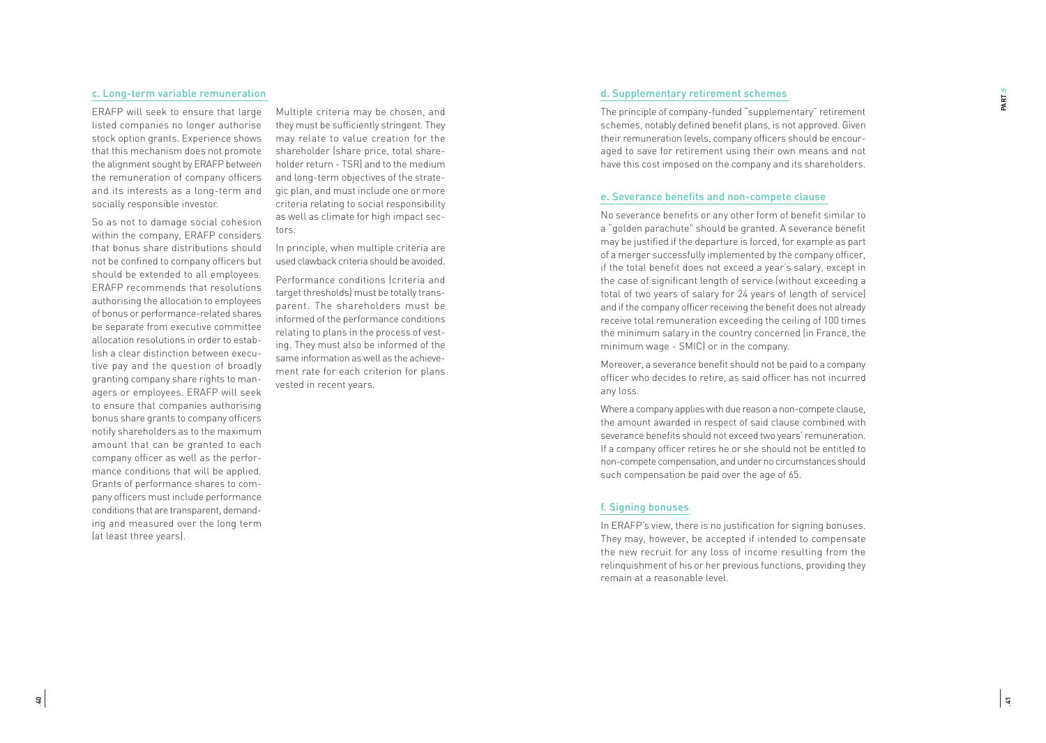### c. Long-term variable remuneration

ERAFP will seek to ensure that large listed companies no longer authorise stock option grants. Experience shows that this mechanism does not promote the alignment sought by ERAFP between the remuneration of company officers and its interests as a long-term and socially responsible investor.

So as not to damage social cohesion within the company, ERAFP considers that bonus share distributions should not be confined to company officers but should be extended to all employees. ERAFP recommends that resolutions authorising the allocation to employees of bonus or performance-related shares be separate from executive committee allocation resolutions in order to establish a clear distinction between executive pay and the question of broadly granting company share rights to managers or employees. ERAFP will seek to ensure that companies authorising bonus share grants to company officers notify shareholders as to the maximum amount that can be granted to each company officer as well as the performance conditions that will be applied. Grants of performance shares to company officers must include performance conditions that are transparent, demanding and measured over the long term (at least three years).

Multiple criteria may be chosen, and they must be sufficiently stringent. They may relate to value creation for the shareholder (share price, total shareholder return - TSR) and to the medium and long-term objectives of the strategic plan, and must include one or more criteria relating to social responsibility as well as climate for high impact sectors.

In principle, when multiple criteria are used clawback criteria should be avoided.

Performance conditions (criteria and target thresholds) must be totally transparent. The shareholders must be informed of the performance conditions relating to plans in the process of vesting. They must also be informed of the same information as well as the achievement rate for each criterion for plans vested in recent years.

### d. Supplementary retirement schemes

The principle of company-funded "supplementary" retirement schemes, notably defined benefit plans, is not approved. Given their remuneration levels, company officers should be encouraged to save for retirement using their own means and not have this cost imposed on the company and its shareholders.

### e. Severance benefits and non-compete clause

No severance benefits or any other form of benefit similar to a "golden parachute" should be granted. A severance benefit may be justified if the departure is forced, for example as part of a merger successfully implemented by the company officer, if the total benefit does not exceed a year's salary, except in the case of significant length of service (without exceeding a total of two years of salary for 24 years of length of service) and if the company officer receiving the benefit does not already receive total remuneration exceeding the ceiling of 100 times the minimum salary in the country concerned (in France, the minimum wage - SMIC) or in the company.

Moreover, a severance benefit should not be paid to a company officer who decides to retire, as said officer has not incurred any loss.

Where a company applies with due reason a non-compete clause, the amount awarded in respect of said clause combined with severance benefits should not exceed two years' remuneration. If a company officer retires he or she should not be entitled to non-compete compensation, and under no circumstances should such compensation be paid over the age of 65.

### f. Signing bonuses

In ERAFP's view, there is no justification for signing bonuses. They may, however, be accepted if intended to compensate the new recruit for any loss of income resulting from the relinquishment of his or her previous functions, providing they remain at a reasonable level.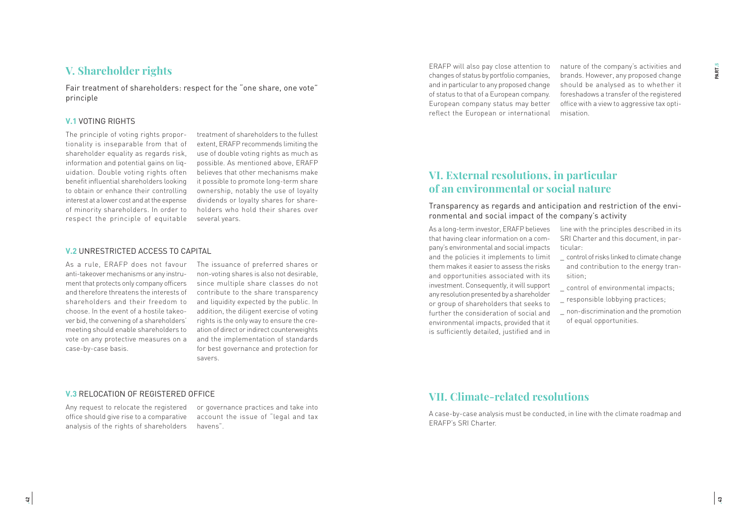## V. Shareholder rights

Fair treatment of shareholders: respect for the "one share, one vote" principle

### V.1 VOTING RIGHTS

The principle of voting rights proportionality is inseparable from that of shareholder equality as regards risk, information and potential gains on liquidation. Double voting rights often benefit influential shareholders looking to obtain or enhance their controlling interest at a lower cost and at the expense of minority shareholders. In order to respect the principle of equitable treatment of shareholders to the fullest extent, ERAFP recommends limiting the use of double voting rights as much as possible. As mentioned above, ERAFP believes that other mechanisms make it possible to promote long-term share ownership, notably the use of loyalty dividends or loyalty shares for shareholders who hold their shares over several years.

### V.2 UNRESTRICTED ACCESS TO CAPITAL

As a rule, ERAFP does not favour anti-takeover mechanisms or any instrument that protects only company officers and therefore threatens the interests of shareholders and their freedom to choose. In the event of a hostile takeover bid, the convening of a shareholders' meeting should enable shareholders to vote on any protective measures on a case-by-case basis.

The issuance of preferred shares or non-voting shares is also not desirable, since multiple share classes do not contribute to the share transparency and liquidity expected by the public. In addition, the diligent exercise of voting rights is the only way to ensure the creation of direct or indirect counterweights and the implementation of standards for best governance and protection for savers.

### V.3 RELOCATION OF REGISTERED OFFICE

Any request to relocate the registered office should give rise to a comparative analysis of the rights of shareholders or governance practices and take into account the issue of "legal and tax havens".

ERAFP will also pay close attention to changes of status by portfolio companies, and in particular to any proposed change of status to that of a European company. European company status may better reflect the European or international nature of the company's activities and brands. However, any proposed change should be analysed as to whether it foreshadows a transfer of the registered office with a view to aggressive tax optimisation.

## VI. External resolutions, in particular of an environmental or social nature

Transparency as regards and anticipation and restriction of the environmental and social impact of the company's activity

As a long-term investor, ERAFP believes that having clear information on a company's environmental and social impacts and the policies it implements to limit them makes it easier to assess the risks and opportunities associated with its investment. Consequently, it will support any resolution presented by a shareholder or group of shareholders that seeks to further the consideration of social and environmental impacts, provided that it is sufficiently detailed, justified and in line with the principles described in its SRI Charter and this document, in particular:

- control of risks linked to climate change and contribution to the energy transition;
- control of environmental impacts;
- responsible lobbying practices;
- non-discrimination and the promotion of equal opportunities.

## VII. Climate-related resolutions

A case-by-case analysis must be conducted, in line with the climate roadmap and ERAFP's SRI Charter.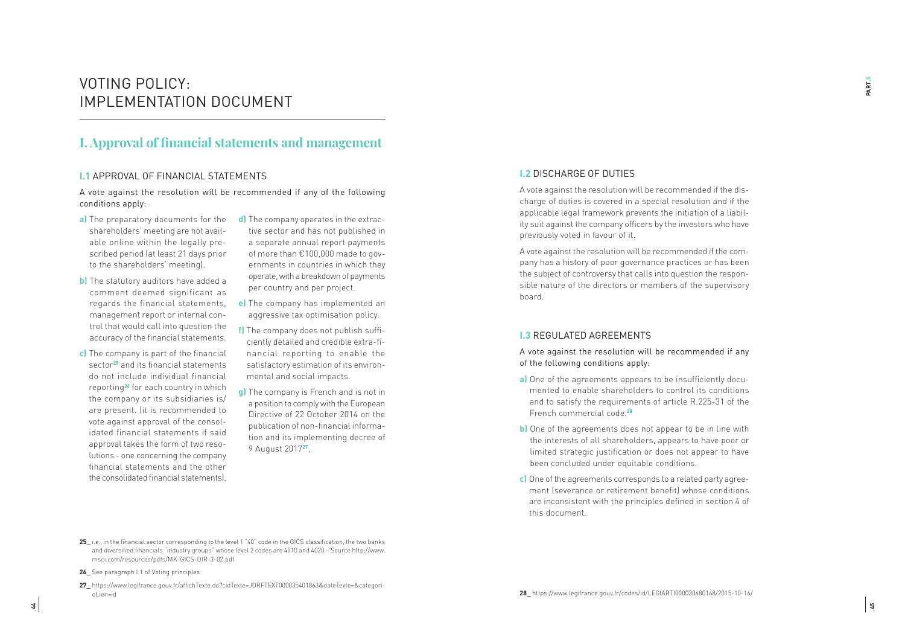# VOTING POLICY: IMPLEMENTATION DOCUMENT

## I. Approval of financial statements and management

### I.1 APPROVAL OF FINANCIAL STATEMENTS

A vote against the resolution will be recommended if any of the following conditions apply:

**a)** The preparatory documents for the shareholders' meeting are not available online within the legally prescribed period (at least 21 days prior to the shareholders' meeting).

**b)** The statutory auditors have added a comment deemed significant as regards the financial statements, management report or internal control that would call into question the accuracy of the financial statements.

**c)** The company is part of the financial sector[25] and its financial statements do not include individual financial reporting[26] for each country in which the company or its subsidiaries is/are present. (it is recommended to vote against approval of the consolidated financial statements if said approval takes the form of two resolutions - one concerning the company financial statements and the other the consolidated financial statements).

**d)** The company operates in the extractive sector and has not published in a separate annual report payments of more than €100,000 made to governments in countries in which they operate, with a breakdown of payments per country and per project.

**e)** The company has implemented an aggressive tax optimisation policy.

**f)** The company does not publish sufficiently detailed and credible extra-financial reporting to enable the satisfactory estimation of its environmental and social impacts.

**g)** The company is French and is not in a position to comply with the European Directive of 22 October 2014 on the publication of non-financial information and its implementing decree of 9 August 2017[27].

### I.2 DISCHARGE OF DUTIES

A vote against the resolution will be recommended if the discharge of duties is covered in a special resolution and if the applicable legal framework prevents the initiation of a liability suit against the company officers by the investors who have previously voted in favour of it.

A vote against the resolution will be recommended if the company has a history of poor governance practices or has been the subject of controversy that calls into question the responsible nature of the directors or members of the supervisory board.

### I.3 REGULATED AGREEMENTS

A vote against the resolution will be recommended if any of the following conditions apply:

**a)** One of the agreements appears to be insufficiently documented to enable shareholders to control its conditions and to satisfy the requirements of article R.225-31 of the French commercial code.[28]

**b)** One of the agreements does not appear to be in line with the interests of all shareholders, appears to have poor or limited strategic justification or does not appear to have been concluded under equitable conditions.

**c)** One of the agreements corresponds to a related party agreement (severance or retirement benefit) whose conditions are inconsistent with the principles defined in section 4 of this document.

---

**25_** i.e., in the financial sector corresponding to the level 1 "40" code in the GICS classification, the two banks and diversified financials "industry groups" whose level 2 codes are 4010 and 4020 – Source http://www.msci.com/resources/pdfs/MK-GICS-DIR-3-02.pdf

**26_** See paragraph I.1 of Voting principles

**27_** https://www.legifrance.gouv.fr/affichTexte.do?cidTexte=JORFTEXT000035401863&dateTexte=&categorieLien=id

**28_** https://www.legifrance.gouv.fr/codes/id/LEGIARTI000030680168/2015-10-16/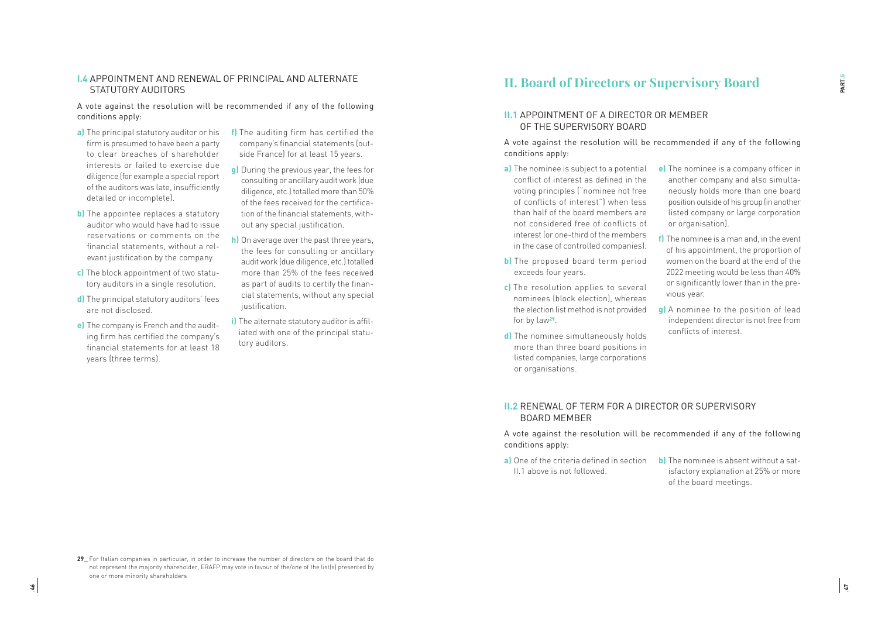### I.4 APPOINTMENT AND RENEWAL OF PRINCIPAL AND ALTERNATE STATUTORY AUDITORS

A vote against the resolution will be recommended if any of the following conditions apply:

**a)** The principal statutory auditor or his firm is presumed to have been a party to clear breaches of shareholder interests or failed to exercise due diligence (for example a special report of the auditors was late, insufficiently detailed or incomplete).

**b)** The appointee replaces a statutory auditor who would have had to issue reservations or comments on the financial statements, without a relevant justification by the company.

**c)** The block appointment of two statutory auditors in a single resolution.

**d)** The principal statutory auditors' fees are not disclosed.

**e)** The company is French and the auditing firm has certified the company's financial statements for at least 18 years (three terms).

**f)** The auditing firm has certified the company's financial statements (outside France) for at least 15 years.

**g)** During the previous year, the fees for consulting or ancillary audit work (due diligence, etc.) totalled more than 50% of the fees received for the certification of the financial statements, without any special justification.

**h)** On average over the past three years, the fees for consulting or ancillary audit work (due diligence, etc.) totalled more than 25% of the fees received as part of audits to certify the financial statements, without any special justification.

**i)** The alternate statutory auditor is affiliated with one of the principal statutory auditors.

## II. Board of Directors or Supervisory Board

### II.1 APPOINTMENT OF A DIRECTOR OR MEMBER OF THE SUPERVISORY BOARD

A vote against the resolution will be recommended if any of the following conditions apply:

**a)** The nominee is subject to a potential conflict of interest as defined in the voting principles ("nominee not free of conflicts of interest") when less than half of the board members are not considered free of conflicts of interest (or one-third of the members in the case of controlled companies).

**b)** The proposed board term period exceeds four years.

**c)** The resolution applies to several nominees (block election), whereas the election list method is not provided for by law[29].

**d)** The nominee simultaneously holds more than three board positions in listed companies, large corporations or organisations.

**e)** The nominee is a company officer in another company and also simultaneously holds more than one board position outside of his group (in another listed company or large corporation or organisation).

**f)** The nominee is a man and, in the event of his appointment, the proportion of women on the board at the end of the 2022 meeting would be less than 40% or significantly lower than in the previous year.

**g)** A nominee to the position of lead independent director is not free from conflicts of interest.

### II.2 RENEWAL OF TERM FOR A DIRECTOR OR SUPERVISORY BOARD MEMBER

A vote against the resolution will be recommended if any of the following conditions apply:

**a)** One of the criteria defined in section II.1 above is not followed.

**b)** The nominee is absent without a satisfactory explanation at 25% or more of the board meetings.

29_ For Italian companies in particular, in order to increase the number of directors on the board that do not represent the majority shareholder, ERAFP may vote in favour of the/one of the list(s) presented by one or more minority shareholders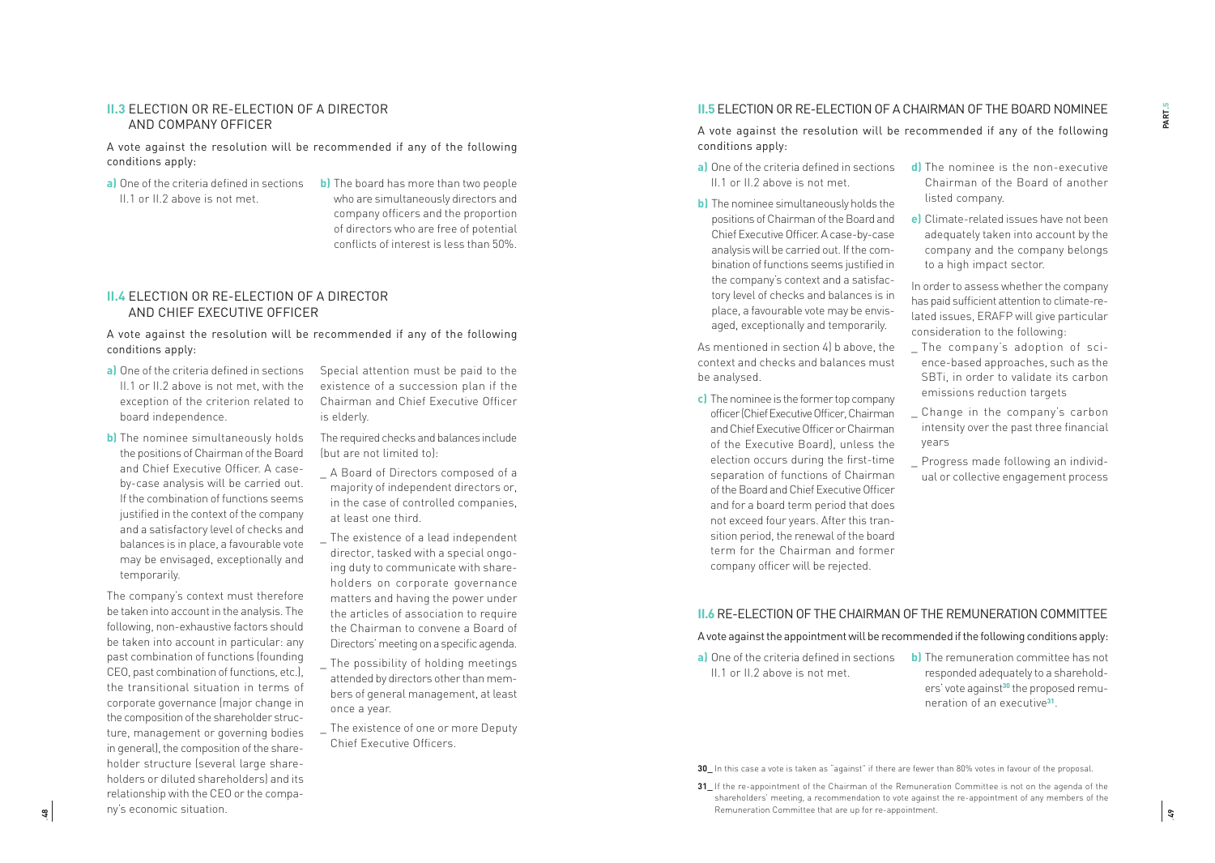## II.3 ELECTION OR RE-ELECTION OF A DIRECTOR AND COMPANY OFFICER

A vote against the resolution will be recommended if any of the following conditions apply:

**a)** One of the criteria defined in sections II.1 or II.2 above is not met.

**b)** The board has more than two people who are simultaneously directors and company officers and the proportion of directors who are free of potential conflicts of interest is less than 50%.

## II.4 ELECTION OR RE-ELECTION OF A DIRECTOR AND CHIEF EXECUTIVE OFFICER

A vote against the resolution will be recommended if any of the following conditions apply:

**a)** One of the criteria defined in sections II.1 or II.2 above is not met, with the exception of the criterion related to board independence.

**b)** The nominee simultaneously holds the positions of Chairman of the Board and Chief Executive Officer. A case-by-case analysis will be carried out. If the combination of functions seems justified in the context of the company and a satisfactory level of checks and balances is in place, a favourable vote may be envisaged, exceptionally and temporarily.

The company's context must therefore be taken into account in the analysis. The following, non-exhaustive factors should be taken into account in particular: any past combination of functions (founding CEO, past combination of functions, etc.), the transitional situation in terms of corporate governance (major change in the composition of the shareholder structure, management or governing bodies in general), the composition of the shareholder structure (several large shareholders or diluted shareholders) and its relationship with the CEO or the company's economic situation.

Special attention must be paid to the existence of a succession plan if the Chairman and Chief Executive Officer is elderly.

The required checks and balances include (but are not limited to):

_ A Board of Directors composed of a majority of independent directors or, in the case of controlled companies, at least one third.

_ The existence of a lead independent director, tasked with a special ongoing duty to communicate with shareholders on corporate governance matters and having the power under the articles of association to require the Chairman to convene a Board of Directors' meeting on a specific agenda.

_ The possibility of holding meetings attended by directors other than members of general management, at least once a year.

_ The existence of one or more Deputy Chief Executive Officers.

## II.5 ELECTION OR RE-ELECTION OF A CHAIRMAN OF THE BOARD NOMINEE

A vote against the resolution will be recommended if any of the following conditions apply:

**a)** One of the criteria defined in sections II.1 or II.2 above is not met.

**b)** The nominee simultaneously holds the positions of Chairman of the Board and Chief Executive Officer. A case-by-case analysis will be carried out. If the combination of functions seems justified in the company's context and a satisfactory level of checks and balances is in place, a favourable vote may be envisaged, exceptionally and temporarily.

As mentioned in section 4) b above, the context and checks and balances must be analysed.

**c)** The nominee is the former top company officer (Chief Executive Officer, Chairman and Chief Executive Officer or Chairman of the Executive Board), unless the election occurs during the first-time separation of functions of Chairman of the Board and Chief Executive Officer and for a board term period that does not exceed four years. After this transition period, the renewal of the board term for the Chairman and former company officer will be rejected.

**d)** The nominee is the non-executive Chairman of the Board of another listed company.

**e)** Climate-related issues have not been adequately taken into account by the company and the company belongs to a high impact sector.

In order to assess whether the company has paid sufficient attention to climate-related issues, ERAFP will give particular consideration to the following:

_ The company's adoption of science-based approaches, such as the SBTi, in order to validate its carbon emissions reduction targets

_ Change in the company's carbon intensity over the past three financial years

_ Progress made following an individual or collective engagement process

## II.6 RE-ELECTION OF THE CHAIRMAN OF THE REMUNERATION COMMITTEE

A vote against the appointment will be recommended if the following conditions apply:

**a)** One of the criteria defined in sections II.1 or II.2 above is not met.

**b)** The remuneration committee has not responded adequately to a shareholders' vote against[30] the proposed remuneration of an executive[31].

30_ In this case a vote is taken as "against" if there are fewer than 80% votes in favour of the proposal.

31_ If the re-appointment of the Chairman of the Remuneration Committee is not on the agenda of the shareholders' meeting, a recommendation to vote against the re-appointment of any members of the Remuneration Committee that are up for re-appointment.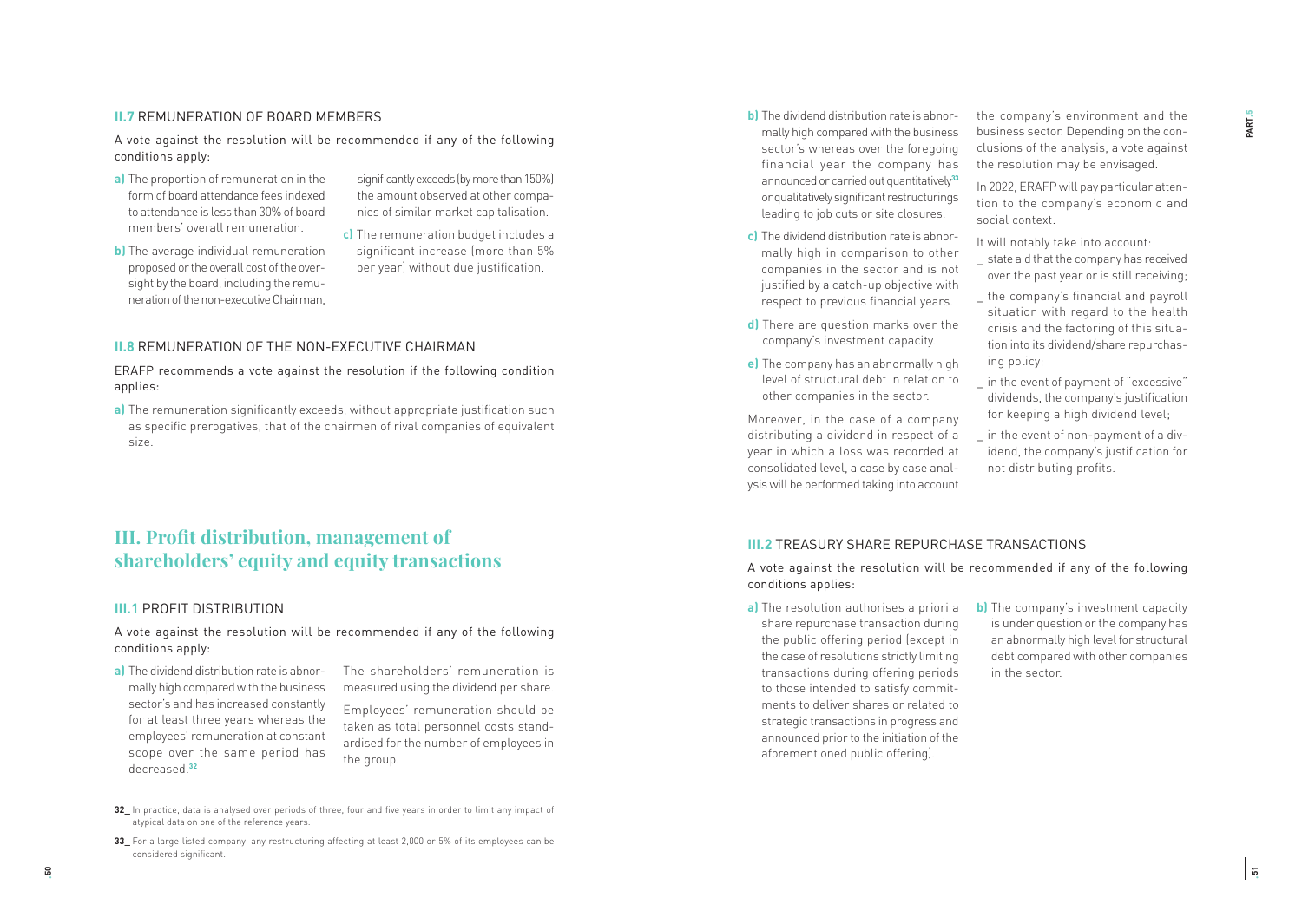### II.7 REMUNERATION OF BOARD MEMBERS

A vote against the resolution will be recommended if any of the following conditions apply:

**a)** The proportion of remuneration in the form of board attendance fees indexed to attendance is less than 30% of board members' overall remuneration.

**b)** The average individual remuneration proposed or the overall cost of the oversight by the board, including the remuneration of the non-executive Chairman, significantly exceeds (by more than 150%) the amount observed at other companies of similar market capitalisation.

**c)** The remuneration budget includes a significant increase (more than 5% per year) without due justification.

### II.8 REMUNERATION OF THE NON-EXECUTIVE CHAIRMAN

ERAFP recommends a vote against the resolution if the following condition applies:

**a)** The remuneration significantly exceeds, without appropriate justification such as specific prerogatives, that of the chairmen of rival companies of equivalent size.

## III. Profit distribution, management of shareholders' equity and equity transactions

### III.1 PROFIT DISTRIBUTION

A vote against the resolution will be recommended if any of the following conditions apply:

**a)** The dividend distribution rate is abnormally high compared with the business sector's and has increased constantly for at least three years whereas the employees' remuneration at constant scope over the same period has decreased.[32]

The shareholders' remuneration is measured using the dividend per share.

Employees' remuneration should be taken as total personnel costs standardised for the number of employees in the group.

**b)** The dividend distribution rate is abnormally high compared with the business sector's whereas over the foregoing financial year the company has announced or carried out quantitatively[33] or qualitatively significant restructurings leading to job cuts or site closures.

**c)** The dividend distribution rate is abnormally high in comparison to other companies in the sector and is not justified by a catch-up objective with respect to previous financial years.

**d)** There are question marks over the company's investment capacity.

**e)** The company has an abnormally high level of structural debt in relation to other companies in the sector.

Moreover, in the case of a company distributing a dividend in respect of a year in which a loss was recorded at consolidated level, a case by case analysis will be performed taking into account the company's environment and the business sector. Depending on the conclusions of the analysis, a vote against the resolution may be envisaged.

In 2022, ERAFP will pay particular attention to the company's economic and social context.

It will notably take into account:

_ state aid that the company has received over the past year or is still receiving;

_ the company's financial and payroll situation with regard to the health crisis and the factoring of this situation into its dividend/share repurchasing policy;

_ in the event of payment of "excessive" dividends, the company's justification for keeping a high dividend level;

_ in the event of non-payment of a dividend, the company's justification for not distributing profits.

### III.2 TREASURY SHARE REPURCHASE TRANSACTIONS

A vote against the resolution will be recommended if any of the following conditions applies:

**a)** The resolution authorises a priori a share repurchase transaction during the public offering period (except in the case of resolutions strictly limiting transactions during offering periods to those intended to satisfy commitments to deliver shares or related to strategic transactions in progress and announced prior to the initiation of the aforementioned public offering).

**b)** The company's investment capacity is under question or the company has an abnormally high level for structural debt compared with other companies in the sector.

---

32_ In practice, data is analysed over periods of three, four and five years in order to limit any impact of atypical data on one of the reference years.

33_ For a large listed company, any restructuring affecting at least 2,000 or 5% of its employees can be considered significant.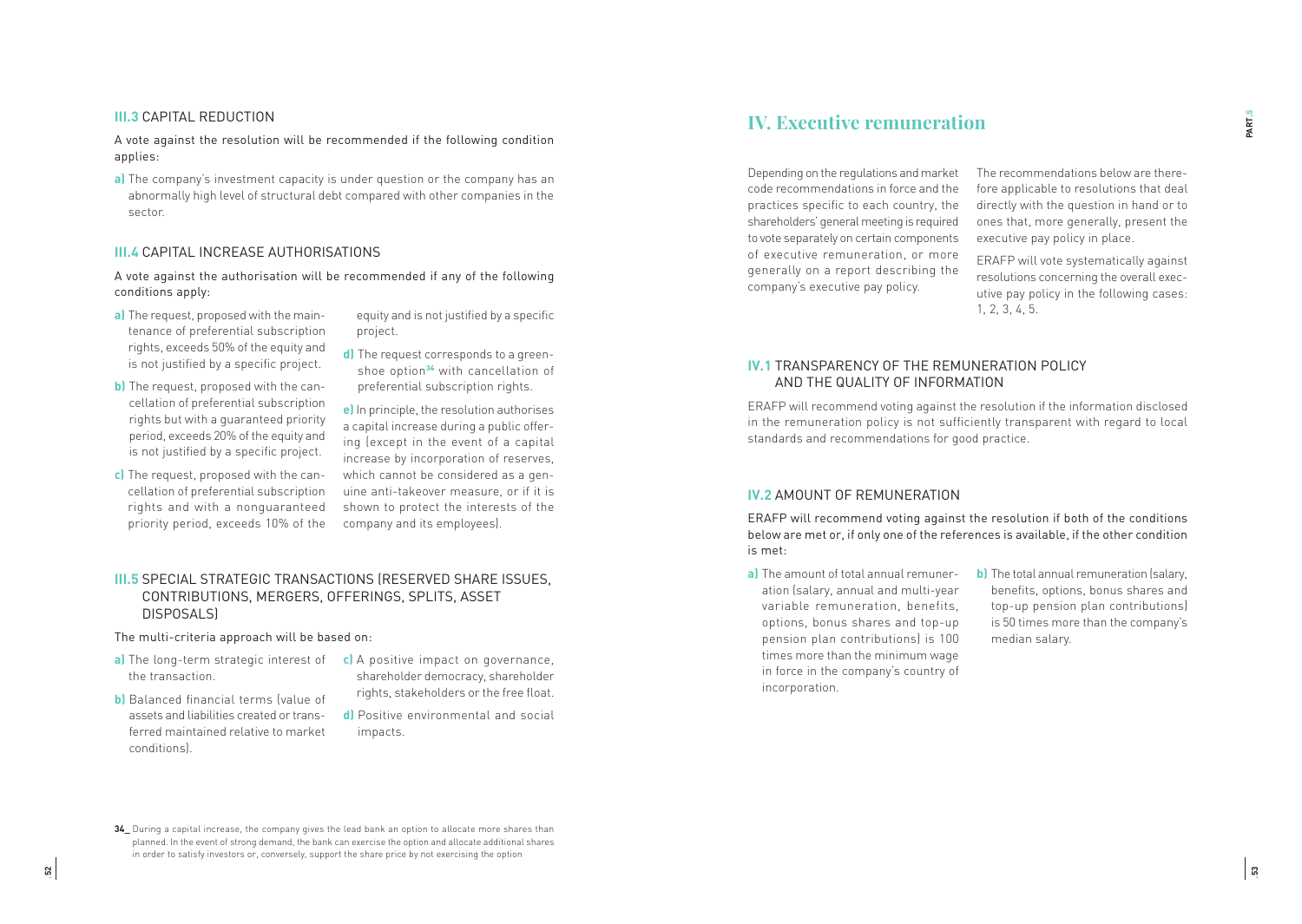### III.3 CAPITAL REDUCTION

A vote against the resolution will be recommended if the following condition applies:

**a)** The company's investment capacity is under question or the company has an abnormally high level of structural debt compared with other companies in the sector.

### III.4 CAPITAL INCREASE AUTHORISATIONS

A vote against the authorisation will be recommended if any of the following conditions apply:

**a)** The request, proposed with the maintenance of preferential subscription rights, exceeds 50% of the equity and is not justified by a specific project.

**b)** The request, proposed with the cancellation of preferential subscription rights but with a guaranteed priority period, exceeds 20% of the equity and is not justified by a specific project.

**c)** The request, proposed with the cancellation of preferential subscription rights and with a nonguaranteed priority period, exceeds 10% of the equity and is not justified by a specific project.

**d)** The request corresponds to a greenshoe option[34] with cancellation of preferential subscription rights.

**e)** In principle, the resolution authorises a capital increase during a public offering (except in the event of a capital increase by incorporation of reserves, which cannot be considered as a genuine anti-takeover measure, or if it is shown to protect the interests of the company and its employees).

### III.5 SPECIAL STRATEGIC TRANSACTIONS (RESERVED SHARE ISSUES, CONTRIBUTIONS, MERGERS, OFFERINGS, SPLITS, ASSET DISPOSALS)

The multi-criteria approach will be based on:

**a)** The long-term strategic interest of the transaction.

**b)** Balanced financial terms (value of assets and liabilities created or transferred maintained relative to market conditions).

**c)** A positive impact on governance, shareholder democracy, shareholder rights, stakeholders or the free float.

**d)** Positive environmental and social impacts.

34_ During a capital increase, the company gives the lead bank an option to allocate more shares than planned. In the event of strong demand, the bank can exercise the option and allocate additional shares in order to satisfy investors or, conversely, support the share price by not exercising the option

## IV. Executive remuneration

Depending on the regulations and market code recommendations in force and the practices specific to each country, the shareholders' general meeting is required to vote separately on certain components of executive remuneration, or more generally on a report describing the company's executive pay policy.

The recommendations below are therefore applicable to resolutions that deal directly with the question in hand or to ones that, more generally, present the executive pay policy in place.

ERAFP will vote systematically against resolutions concerning the overall executive pay policy in the following cases: 1, 2, 3, 4, 5.

### IV.1 TRANSPARENCY OF THE REMUNERATION POLICY AND THE QUALITY OF INFORMATION

ERAFP will recommend voting against the resolution if the information disclosed in the remuneration policy is not sufficiently transparent with regard to local standards and recommendations for good practice.

### IV.2 AMOUNT OF REMUNERATION

ERAFP will recommend voting against the resolution if both of the conditions below are met or, if only one of the references is available, if the other condition is met:

**a)** The amount of total annual remuneration (salary, annual and multi-year variable remuneration, benefits, options, bonus shares and top-up pension plan contributions) is 100 times more than the minimum wage in force in the company's country of incorporation.

**b)** The total annual remuneration (salary, benefits, options, bonus shares and top-up pension plan contributions) is 50 times more than the company's median salary.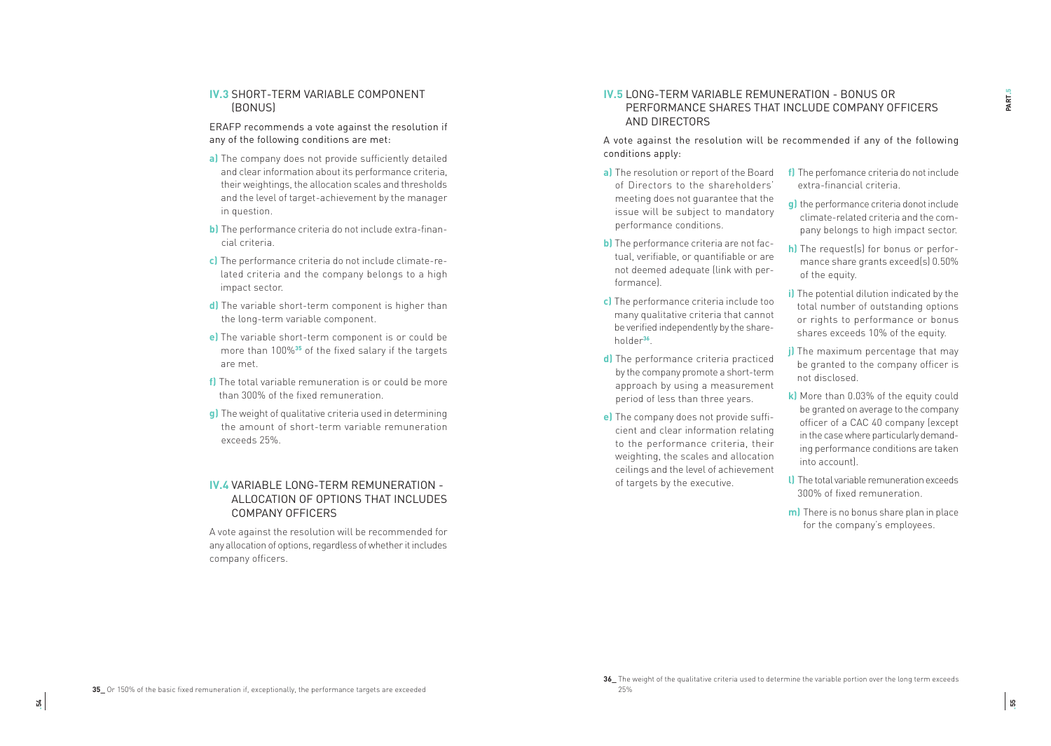### IV.3 SHORT-TERM VARIABLE COMPONENT (BONUS)

ERAFP recommends a vote against the resolution if any of the following conditions are met:

**a)** The company does not provide sufficiently detailed and clear information about its performance criteria, their weightings, the allocation scales and thresholds and the level of target-achievement by the manager in question.

**b)** The performance criteria do not include extra-financial criteria.

**c)** The performance criteria do not include climate-related criteria and the company belongs to a high impact sector.

**d)** The variable short-term component is higher than the long-term variable component.

**e)** The variable short-term component is or could be more than 100%[35] of the fixed salary if the targets are met.

**f)** The total variable remuneration is or could be more than 300% of the fixed remuneration.

**g)** The weight of qualitative criteria used in determining the amount of short-term variable remuneration exceeds 25%.

### IV.4 VARIABLE LONG-TERM REMUNERATION - ALLOCATION OF OPTIONS THAT INCLUDES COMPANY OFFICERS

A vote against the resolution will be recommended for any allocation of options, regardless of whether it includes company officers.

### IV.5 LONG-TERM VARIABLE REMUNERATION - BONUS OR PERFORMANCE SHARES THAT INCLUDE COMPANY OFFICERS AND DIRECTORS

A vote against the resolution will be recommended if any of the following conditions apply:

**a)** The resolution or report of the Board of Directors to the shareholders' meeting does not guarantee that the issue will be subject to mandatory performance conditions.

**b)** The performance criteria are not factual, verifiable, or quantifiable or are not deemed adequate (link with performance).

**c)** The performance criteria include too many qualitative criteria that cannot be verified independently by the shareholder[36].

**d)** The performance criteria practiced by the company promote a short-term approach by using a measurement period of less than three years.

**e)** The company does not provide sufficient and clear information relating to the performance criteria, their weighting, the scales and allocation ceilings and the level of achievement of targets by the executive.

**f)** The perfomance criteria do not include extra-financial criteria.

**g)** the performance criteria donot include climate-related criteria and the company belongs to high impact sector.

**h)** The request(s) for bonus or performance share grants exceed(s) 0.50% of the equity.

**i)** The potential dilution indicated by the total number of outstanding options or rights to performance or bonus shares exceeds 10% of the equity.

**j)** The maximum percentage that may be granted to the company officer is not disclosed.

**k)** More than 0.03% of the equity could be granted on average to the company officer of a CAC 40 company (except in the case where particularly demanding performance conditions are taken into account).

**l)** The total variable remuneration exceeds 300% of fixed remuneration.

**m)** There is no bonus share plan in place for the company's employees.

---

35_ Or 150% of the basic fixed remuneration if, exceptionally, the performance targets are exceeded

36_ The weight of the qualitative criteria used to determine the variable portion over the long term exceeds 25%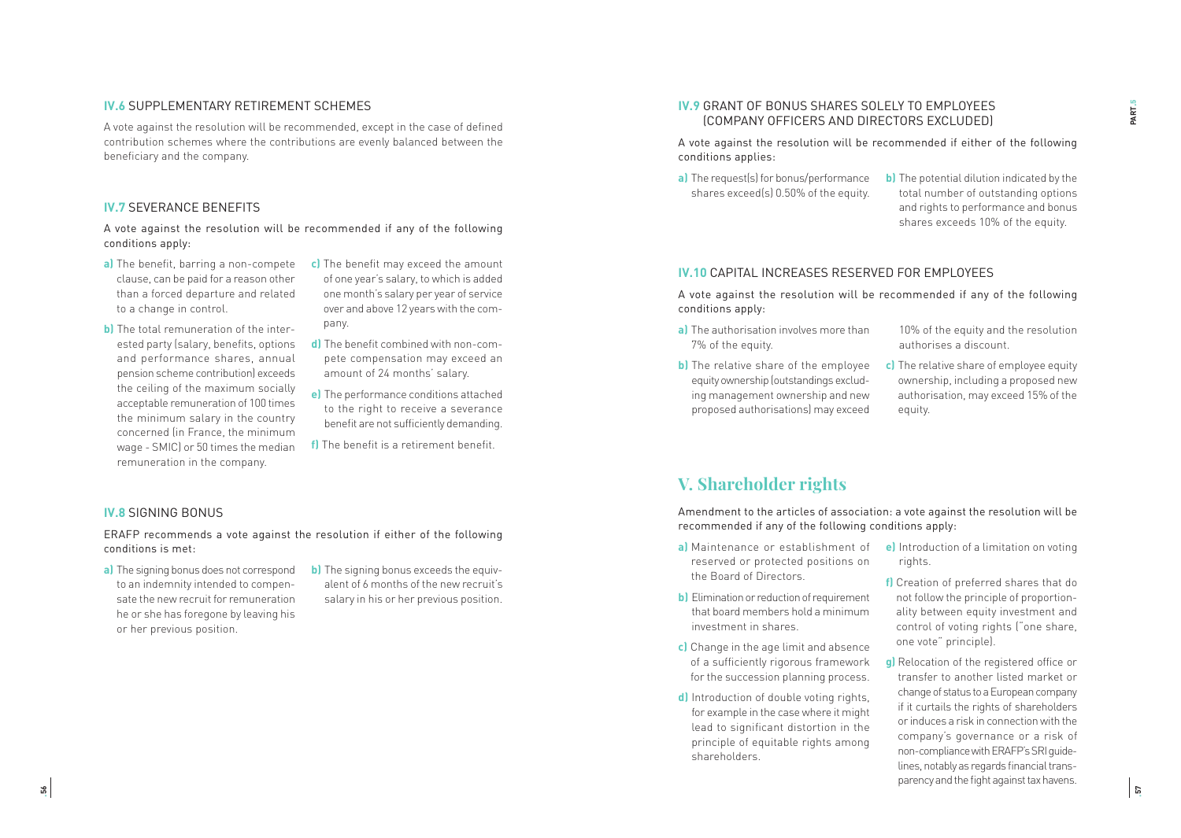### IV.6 SUPPLEMENTARY RETIREMENT SCHEMES

A vote against the resolution will be recommended, except in the case of defined contribution schemes where the contributions are evenly balanced between the beneficiary and the company.

### IV.7 SEVERANCE BENEFITS

A vote against the resolution will be recommended if any of the following conditions apply:

**a)** The benefit, barring a non-compete clause, can be paid for a reason other than a forced departure and related to a change in control.

**b)** The total remuneration of the interested party (salary, benefits, options and performance shares, annual pension scheme contribution) exceeds the ceiling of the maximum socially acceptable remuneration of 100 times the minimum salary in the country concerned (in France, the minimum wage - SMIC) or 50 times the median remuneration in the company.

**c)** The benefit may exceed the amount of one year's salary, to which is added one month's salary per year of service over and above 12 years with the company.

**d)** The benefit combined with non-compete compensation may exceed an amount of 24 months' salary.

**e)** The performance conditions attached to the right to receive a severance benefit are not sufficiently demanding.

**f)** The benefit is a retirement benefit.

### IV.8 SIGNING BONUS

ERAFP recommends a vote against the resolution if either of the following conditions is met:

**a)** The signing bonus does not correspond to an indemnity intended to compensate the new recruit for remuneration he or she has foregone by leaving his or her previous position.

**b)** The signing bonus exceeds the equivalent of 6 months of the new recruit's salary in his or her previous position.

### IV.9 GRANT OF BONUS SHARES SOLELY TO EMPLOYEES (COMPANY OFFICERS AND DIRECTORS EXCLUDED)

A vote against the resolution will be recommended if either of the following conditions applies:

**a)** The request(s) for bonus/performance shares exceed(s) 0.50% of the equity.

**b)** The potential dilution indicated by the total number of outstanding options and rights to performance and bonus shares exceeds 10% of the equity.

### IV.10 CAPITAL INCREASES RESERVED FOR EMPLOYEES

A vote against the resolution will be recommended if any of the following conditions apply:

**a)** The authorisation involves more than 7% of the equity.

**b)** The relative share of the employee equity ownership (outstandings excluding management ownership and new proposed authorisations) may exceed 10% of the equity and the resolution authorises a discount.

**c)** The relative share of employee equity ownership, including a proposed new authorisation, may exceed 15% of the equity.

## V. Shareholder rights

Amendment to the articles of association: a vote against the resolution will be recommended if any of the following conditions apply:

**a)** Maintenance or establishment of reserved or protected positions on the Board of Directors.

**b)** Elimination or reduction of requirement that board members hold a minimum investment in shares.

**c)** Change in the age limit and absence of a sufficiently rigorous framework for the succession planning process.

**d)** Introduction of double voting rights, for example in the case where it might lead to significant distortion in the principle of equitable rights among shareholders.

**e)** Introduction of a limitation on voting rights.

**f)** Creation of preferred shares that do not follow the principle of proportionality between equity investment and control of voting rights ("one share, one vote" principle).

**g)** Relocation of the registered office or transfer to another listed market or change of status to a European company if it curtails the rights of shareholders or induces a risk in connection with the company's governance or a risk of non-compliance with ERAFP's SRI guidelines, notably as regards financial transparency and the fight against tax havens.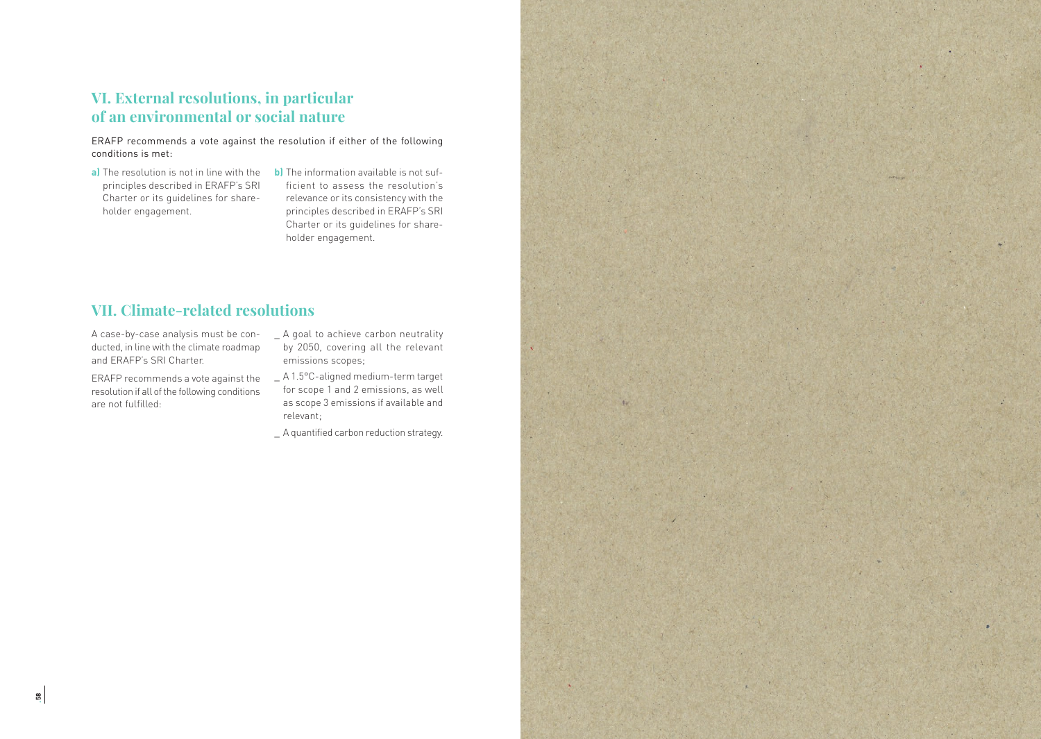## VI. External resolutions, in particular of an environmental or social nature

ERAFP recommends a vote against the resolution if either of the following conditions is met:

**a)** The resolution is not in line with the principles described in ERAFP's SRI Charter or its guidelines for shareholder engagement.

**b)** The information available is not sufficient to assess the resolution's relevance or its consistency with the principles described in ERAFP's SRI Charter or its guidelines for shareholder engagement.

## VII. Climate-related resolutions

A case-by-case analysis must be conducted, in line with the climate roadmap and ERAFP's SRI Charter.

ERAFP recommends a vote against the resolution if all of the following conditions are not fulfilled:

- A goal to achieve carbon neutrality by 2050, covering all the relevant emissions scopes;
- A 1.5°C-aligned medium-term target for scope 1 and 2 emissions, as well as scope 3 emissions if available and relevant;
- A quantified carbon reduction strategy.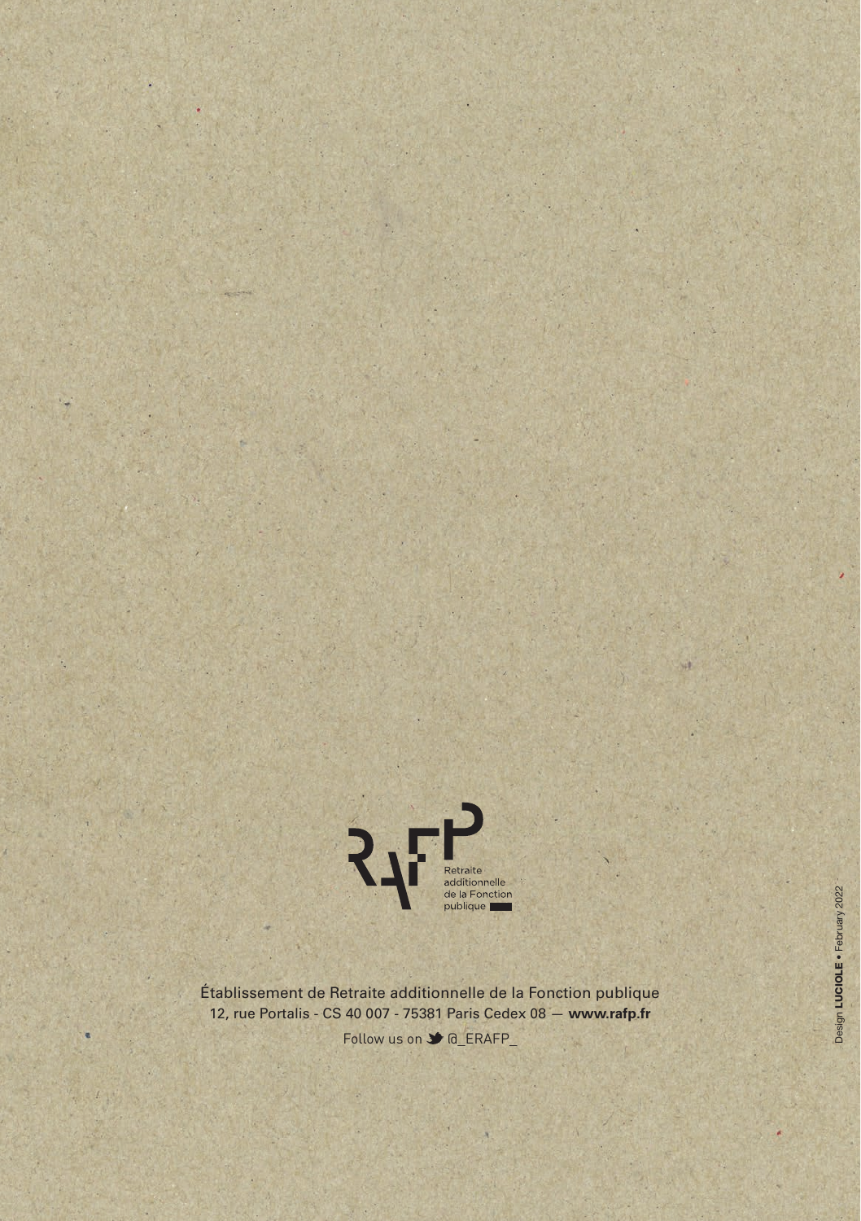RAFP

Retraite additionnelle de la Fonction publique

Établissement de Retraite additionnelle de la Fonction publique
12, rue Portalis - CS 40 007 - 75381 Paris Cedex 08 — **www.rafp.fr**

Follow us on @_ERAFP_

Design **LUCIOLE** • February 2022